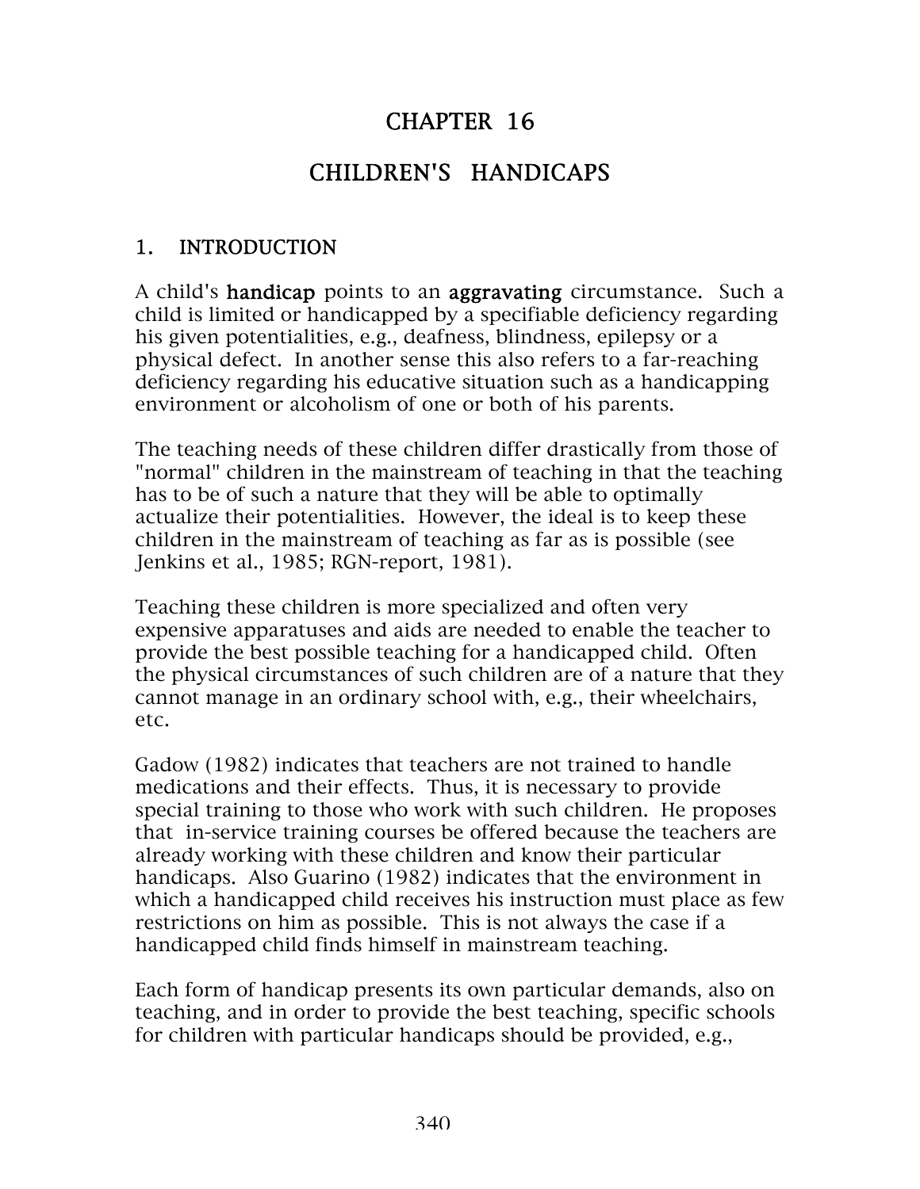# CHAPTER 16

# CHILDREN'S HANDICAPS

## 1. INTRODUCTION

A child's **handicap** points to an **aggravating** circumstance. Such a child is limited or handicapped by a specifiable deficiency regarding his given potentialities, e.g., deafness, blindness, epilepsy or a physical defect. In another sense this also refers to a far-reaching deficiency regarding his educative situation such as a handicapping environment or alcoholism of one or both of his parents.

The teaching needs of these children differ drastically from those of "normal" children in the mainstream of teaching in that the teaching has to be of such a nature that they will be able to optimally actualize their potentialities. However, the ideal is to keep these children in the mainstream of teaching as far as is possible (see Jenkins et al., 1985; RGN-report, 1981).

Teaching these children is more specialized and often very expensive apparatuses and aids are needed to enable the teacher to provide the best possible teaching for a handicapped child. Often the physical circumstances of such children are of a nature that they cannot manage in an ordinary school with, e.g., their wheelchairs, etc.

Gadow (1982) indicates that teachers are not trained to handle medications and their effects. Thus, it is necessary to provide special training to those who work with such children. He proposes that in-service training courses be offered because the teachers are already working with these children and know their particular handicaps. Also Guarino (1982) indicates that the environment in which a handicapped child receives his instruction must place as few restrictions on him as possible. This is not always the case if a handicapped child finds himself in mainstream teaching.

Each form of handicap presents its own particular demands, also on teaching, and in order to provide the best teaching, specific schools for children with particular handicaps should be provided, e.g.,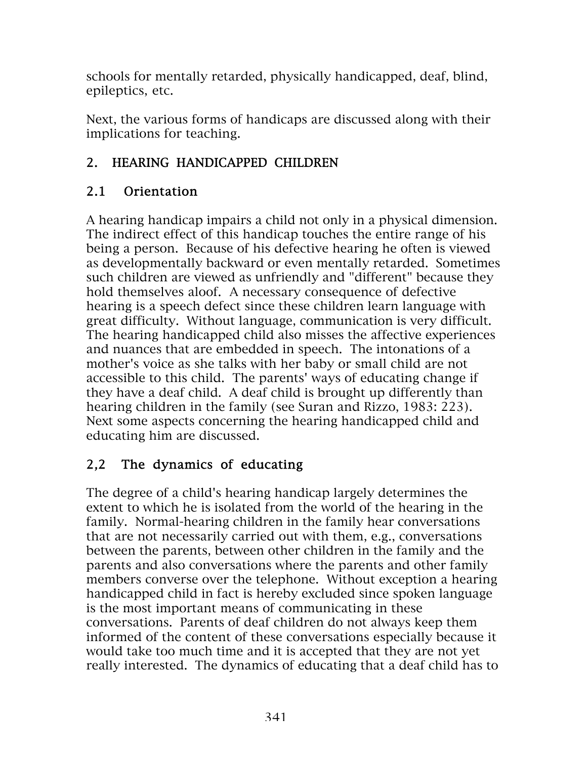schools for mentally retarded, physically handicapped, deaf, blind, epileptics, etc.

Next, the various forms of handicaps are discussed along with their implications for teaching.

## 2. HEARING HANDICAPPED CHILDREN

### 2.1 Orientation

A hearing handicap impairs a child not only in a physical dimension. The indirect effect of this handicap touches the entire range of his being a person. Because of his defective hearing he often is viewed as developmentally backward or even mentally retarded. Sometimes such children are viewed as unfriendly and "different" because they hold themselves aloof. A necessary consequence of defective hearing is a speech defect since these children learn language with great difficulty. Without language, communication is very difficult. The hearing handicapped child also misses the affective experiences and nuances that are embedded in speech. The intonations of a mother's voice as she talks with her baby or small child are not accessible to this child. The parents' ways of educating change if they have a deaf child. A deaf child is brought up differently than hearing children in the family (see Suran and Rizzo, 1983: 223). Next some aspects concerning the hearing handicapped child and educating him are discussed.

### 2,2 The dynamics of educating

The degree of a child's hearing handicap largely determines the extent to which he is isolated from the world of the hearing in the family. Normal-hearing children in the family hear conversations that are not necessarily carried out with them, e.g., conversations between the parents, between other children in the family and the parents and also conversations where the parents and other family members converse over the telephone. Without exception a hearing handicapped child in fact is hereby excluded since spoken language is the most important means of communicating in these conversations. Parents of deaf children do not always keep them informed of the content of these conversations especially because it would take too much time and it is accepted that they are not yet really interested. The dynamics of educating that a deaf child has to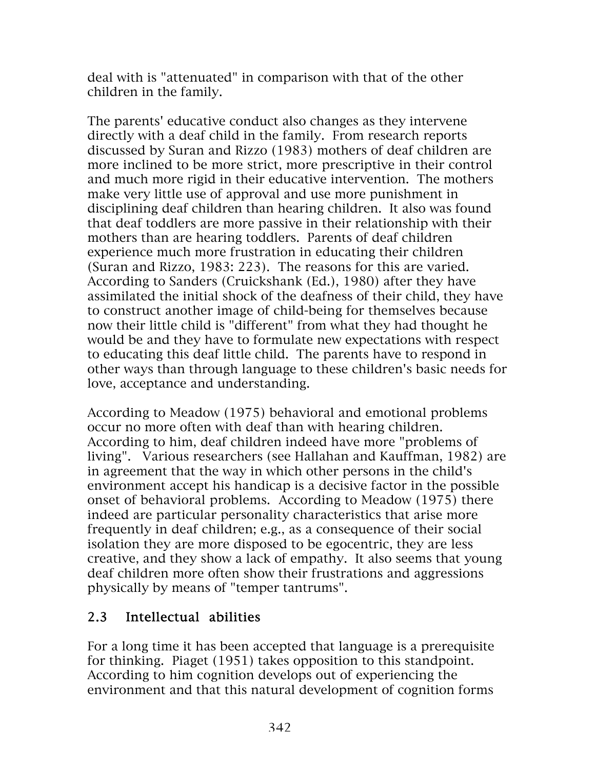deal with is "attenuated" in comparison with that of the other children in the family.

The parents' educative conduct also changes as they intervene directly with a deaf child in the family. From research reports discussed by Suran and Rizzo (1983) mothers of deaf children are more inclined to be more strict, more prescriptive in their control and much more rigid in their educative intervention. The mothers make very little use of approval and use more punishment in disciplining deaf children than hearing children. It also was found that deaf toddlers are more passive in their relationship with their mothers than are hearing toddlers. Parents of deaf children experience much more frustration in educating their children (Suran and Rizzo, 1983: 223). The reasons for this are varied. According to Sanders (Cruickshank (Ed.), 1980) after they have assimilated the initial shock of the deafness of their child, they have to construct another image of child-being for themselves because now their little child is "different" from what they had thought he would be and they have to formulate new expectations with respect to educating this deaf little child. The parents have to respond in other ways than through language to these children's basic needs for love, acceptance and understanding.

According to Meadow (1975) behavioral and emotional problems occur no more often with deaf than with hearing children. According to him, deaf children indeed have more "problems of living". Various researchers (see Hallahan and Kauffman, 1982) are in agreement that the way in which other persons in the child's environment accept his handicap is a decisive factor in the possible onset of behavioral problems. According to Meadow (1975) there indeed are particular personality characteristics that arise more frequently in deaf children; e.g., as a consequence of their social isolation they are more disposed to be egocentric, they are less creative, and they show a lack of empathy. It also seems that young deaf children more often show their frustrations and aggressions physically by means of "temper tantrums".

## 2.3 Intellectual abilities

For a long time it has been accepted that language is a prerequisite for thinking. Piaget (1951) takes opposition to this standpoint. According to him cognition develops out of experiencing the environment and that this natural development of cognition forms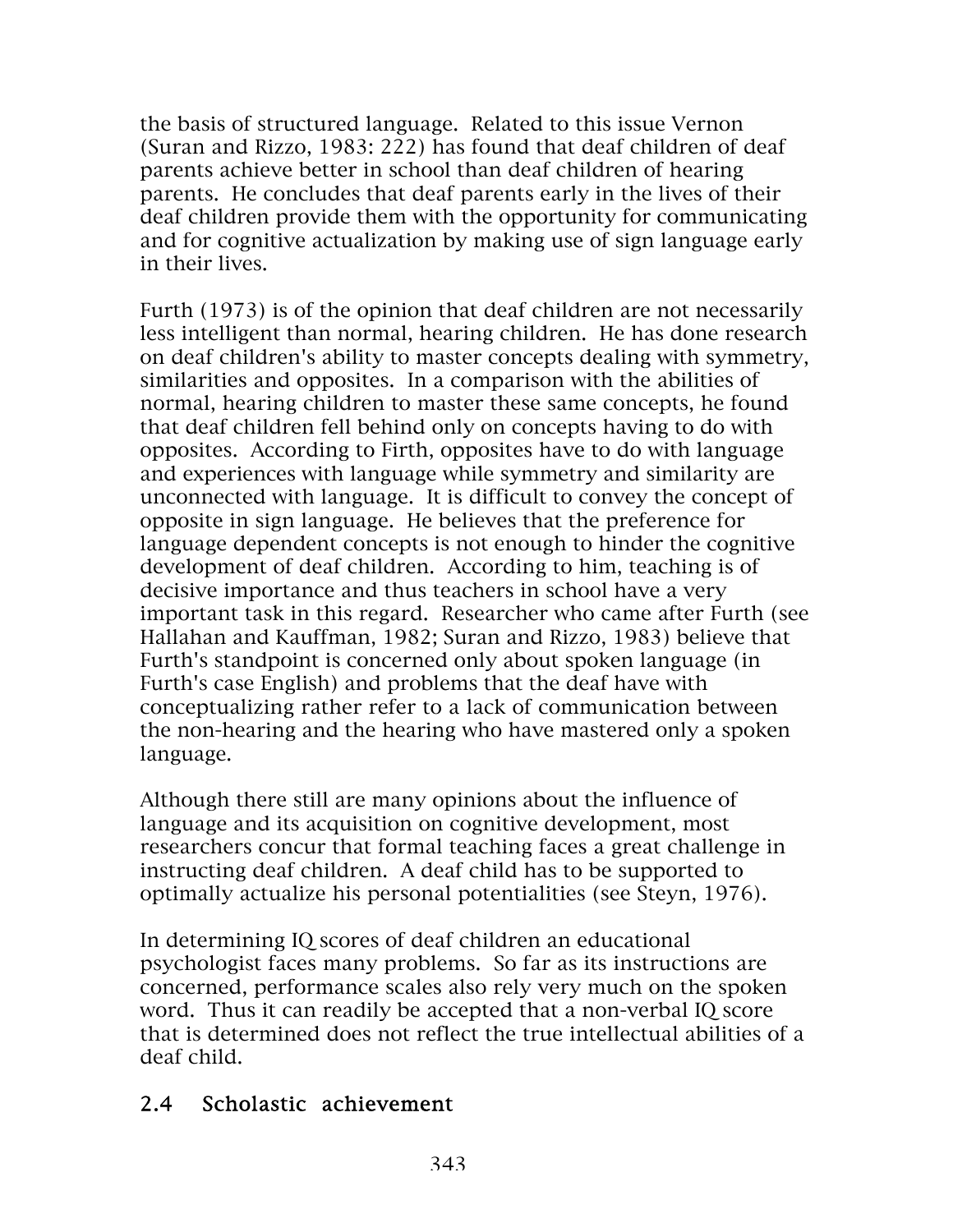the basis of structured language. Related to this issue Vernon (Suran and Rizzo, 1983: 222) has found that deaf children of deaf parents achieve better in school than deaf children of hearing parents. He concludes that deaf parents early in the lives of their deaf children provide them with the opportunity for communicating and for cognitive actualization by making use of sign language early in their lives.

Furth (1973) is of the opinion that deaf children are not necessarily less intelligent than normal, hearing children. He has done research on deaf children's ability to master concepts dealing with symmetry, similarities and opposites. In a comparison with the abilities of normal, hearing children to master these same concepts, he found that deaf children fell behind only on concepts having to do with opposites. According to Firth, opposites have to do with language and experiences with language while symmetry and similarity are unconnected with language. It is difficult to convey the concept of opposite in sign language. He believes that the preference for language dependent concepts is not enough to hinder the cognitive development of deaf children. According to him, teaching is of decisive importance and thus teachers in school have a very important task in this regard. Researcher who came after Furth (see Hallahan and Kauffman, 1982; Suran and Rizzo, 1983) believe that Furth's standpoint is concerned only about spoken language (in Furth's case English) and problems that the deaf have with conceptualizing rather refer to a lack of communication between the non-hearing and the hearing who have mastered only a spoken language.

Although there still are many opinions about the influence of language and its acquisition on cognitive development, most researchers concur that formal teaching faces a great challenge in instructing deaf children. A deaf child has to be supported to optimally actualize his personal potentialities (see Steyn, 1976).

In determining IQ scores of deaf children an educational psychologist faces many problems. So far as its instructions are concerned, performance scales also rely very much on the spoken word. Thus it can readily be accepted that a non-verbal IQ score that is determined does not reflect the true intellectual abilities of a deaf child.

## 2.4 Scholastic achievement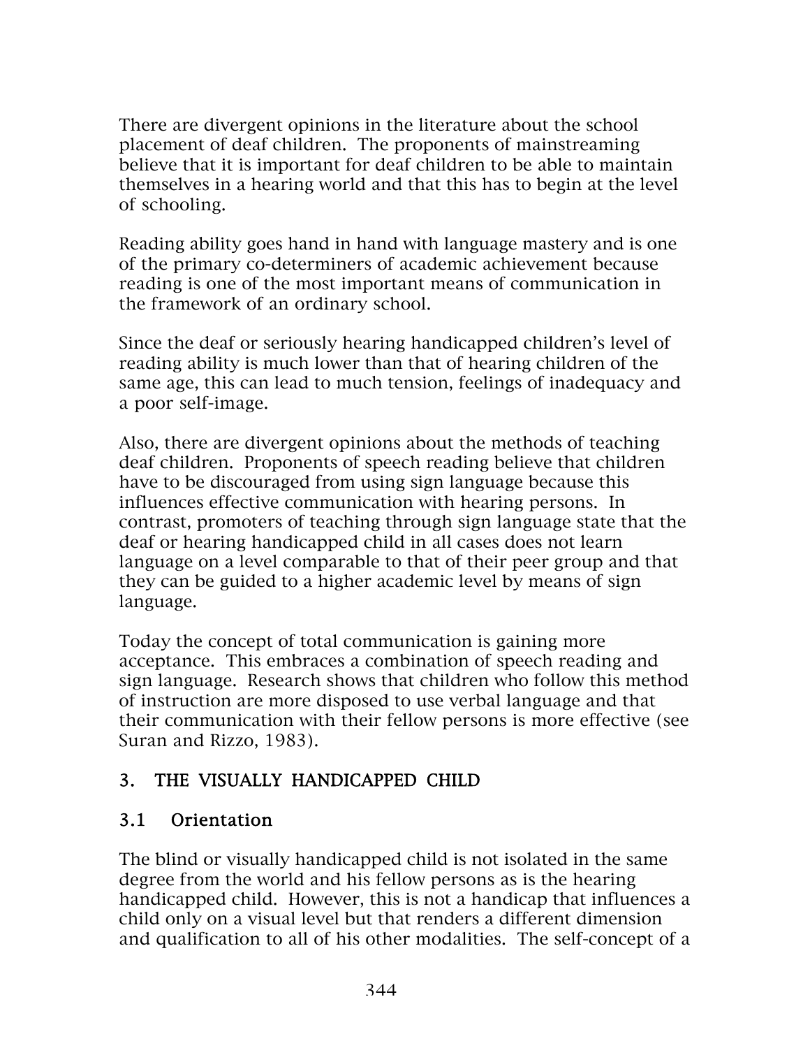There are divergent opinions in the literature about the school placement of deaf children. The proponents of mainstreaming believe that it is important for deaf children to be able to maintain themselves in a hearing world and that this has to begin at the level of schooling.

Reading ability goes hand in hand with language mastery and is one of the primary co-determiners of academic achievement because reading is one of the most important means of communication in the framework of an ordinary school.

Since the deaf or seriously hearing handicapped children's level of reading ability is much lower than that of hearing children of the same age, this can lead to much tension, feelings of inadequacy and a poor self-image.

Also, there are divergent opinions about the methods of teaching deaf children. Proponents of speech reading believe that children have to be discouraged from using sign language because this influences effective communication with hearing persons. In contrast, promoters of teaching through sign language state that the deaf or hearing handicapped child in all cases does not learn language on a level comparable to that of their peer group and that they can be guided to a higher academic level by means of sign language.

Today the concept of total communication is gaining more acceptance. This embraces a combination of speech reading and sign language. Research shows that children who follow this method of instruction are more disposed to use verbal language and that their communication with their fellow persons is more effective (see Suran and Rizzo, 1983).

## 3. THE VISUALLY HANDICAPPED CHILD

### 3.1 Orientation

The blind or visually handicapped child is not isolated in the same degree from the world and his fellow persons as is the hearing handicapped child. However, this is not a handicap that influences a child only on a visual level but that renders a different dimension and qualification to all of his other modalities. The self-concept of a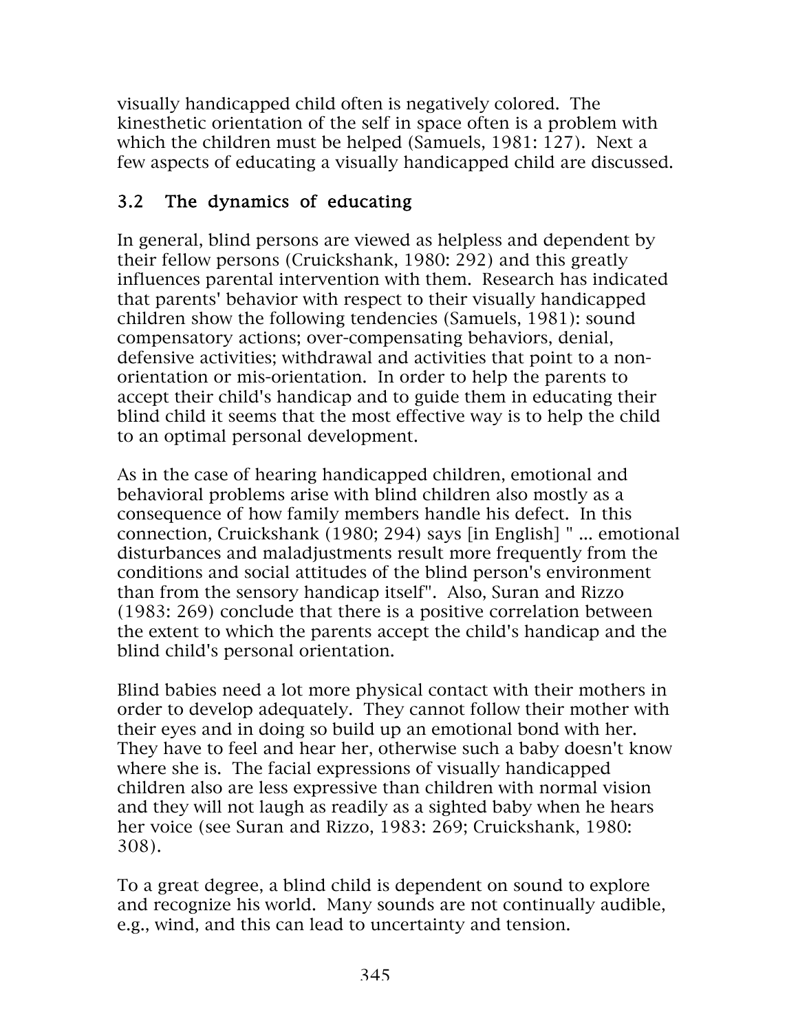visually handicapped child often is negatively colored. The kinesthetic orientation of the self in space often is a problem with which the children must be helped (Samuels, 1981: 127). Next a few aspects of educating a visually handicapped child are discussed.

## 3.2 The dynamics of educating

In general, blind persons are viewed as helpless and dependent by their fellow persons (Cruickshank, 1980: 292) and this greatly influences parental intervention with them. Research has indicated that parents' behavior with respect to their visually handicapped children show the following tendencies (Samuels, 1981): sound compensatory actions; over-compensating behaviors, denial, defensive activities; withdrawal and activities that point to a non-orientation or mis-orientation. In order to help the parents to accept their child's handicap and to guide them in educating their blind child it seems that the most effective way is to help the child to an optimal personal development.

As in the case of hearing handicapped children, emotional and behavioral problems arise with blind children also mostly as a consequence of how family members handle his defect. In this connection, Cruickshank (1980; 294) says [in English] " ... emotional disturbances and maladjustments result more frequently from the conditions and social attitudes of the blind person's environment than from the sensory handicap itself". Also, Suran and Rizzo (1983: 269) conclude that there is a positive correlation between the extent to which the parents accept the child's handicap and the blind child's personal orientation.

Blind babies need a lot more physical contact with their mothers in order to develop adequately. They cannot follow their mother with their eyes and in doing so build up an emotional bond with her. They have to feel and hear her, otherwise such a baby doesn't know where she is. The facial expressions of visually handicapped children also are less expressive than children with normal vision and they will not laugh as readily as a sighted baby when he hears her voice (see Suran and Rizzo, 1983: 269; Cruickshank, 1980: 308).

To a great degree, a blind child is dependent on sound to explore and recognize his world. Many sounds are not continually audible, e.g., wind, and this can lead to uncertainty and tension.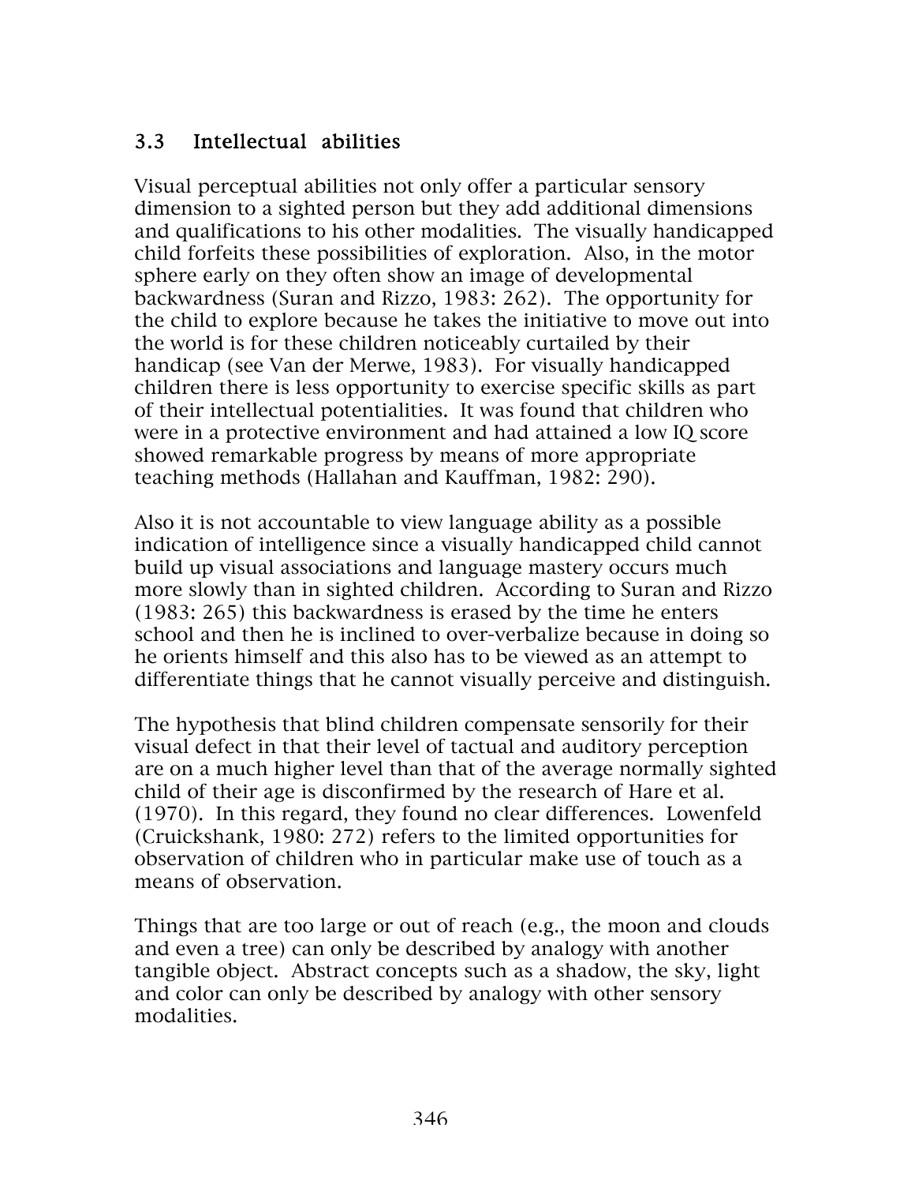## 3.3 Intellectual abilities

Visual perceptual abilities not only offer a particular sensory dimension to a sighted person but they add additional dimensions and qualifications to his other modalities. The visually handicapped child forfeits these possibilities of exploration. Also, in the motor sphere early on they often show an image of developmental backwardness (Suran and Rizzo, 1983: 262). The opportunity for the child to explore because he takes the initiative to move out into the world is for these children noticeably curtailed by their handicap (see Van der Merwe, 1983). For visually handicapped children there is less opportunity to exercise specific skills as part of their intellectual potentialities. It was found that children who were in a protective environment and had attained a low IQ score showed remarkable progress by means of more appropriate teaching methods (Hallahan and Kauffman, 1982: 290).

Also it is not accountable to view language ability as a possible indication of intelligence since a visually handicapped child cannot build up visual associations and language mastery occurs much more slowly than in sighted children. According to Suran and Rizzo (1983: 265) this backwardness is erased by the time he enters school and then he is inclined to over-verbalize because in doing so he orients himself and this also has to be viewed as an attempt to differentiate things that he cannot visually perceive and distinguish.

The hypothesis that blind children compensate sensorily for their visual defect in that their level of tactual and auditory perception are on a much higher level than that of the average normally sighted child of their age is disconfirmed by the research of Hare et al. (1970). In this regard, they found no clear differences. Lowenfeld (Cruickshank, 1980: 272) refers to the limited opportunities for observation of children who in particular make use of touch as a means of observation.

Things that are too large or out of reach (e.g., the moon and clouds and even a tree) can only be described by analogy with another tangible object. Abstract concepts such as a shadow, the sky, light and color can only be described by analogy with other sensory modalities.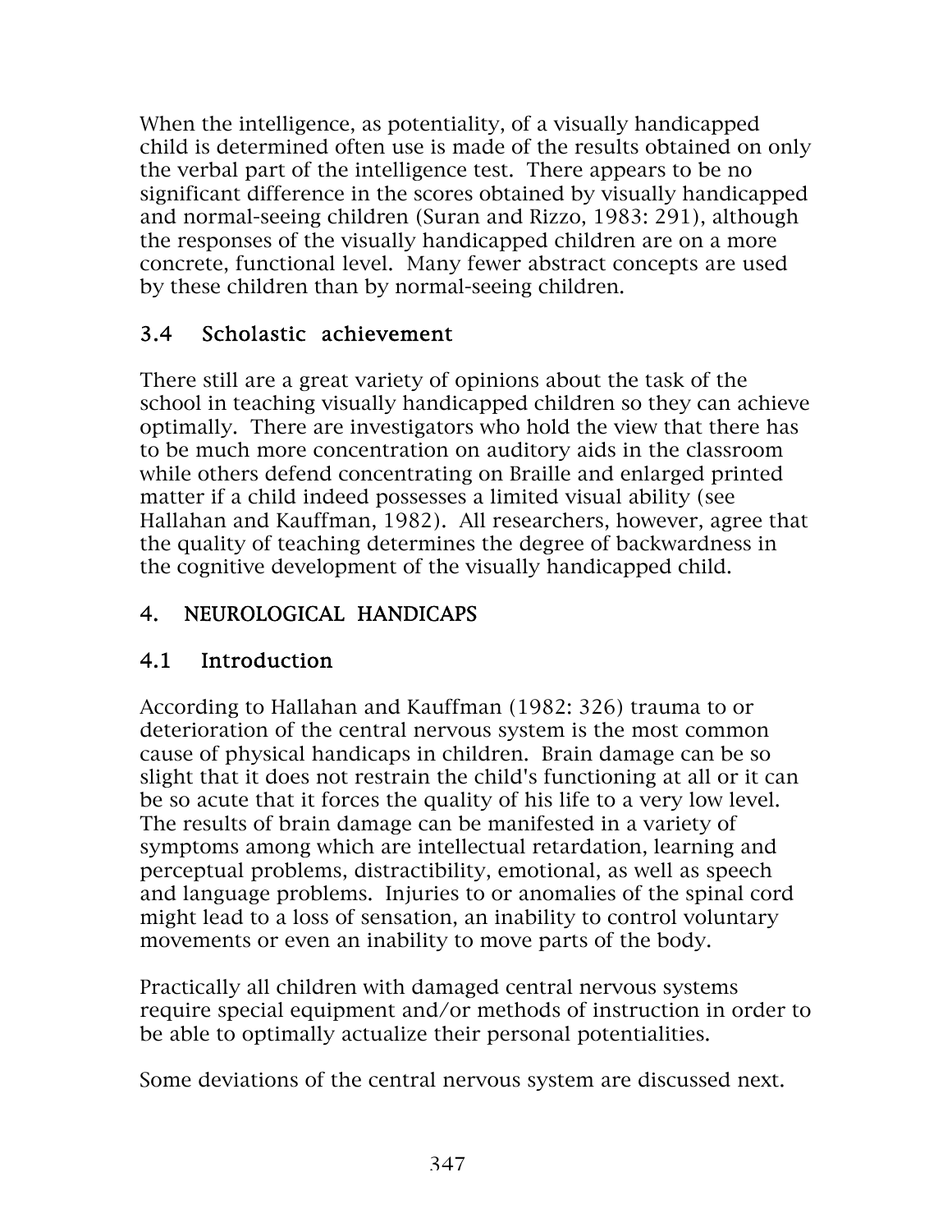When the intelligence, as potentiality, of a visually handicapped child is determined often use is made of the results obtained on only the verbal part of the intelligence test. There appears to be no significant difference in the scores obtained by visually handicapped and normal-seeing children (Suran and Rizzo, 1983: 291), although the responses of the visually handicapped children are on a more concrete, functional level. Many fewer abstract concepts are used by these children than by normal-seeing children.

### 3.4 Scholastic achievement

There still are a great variety of opinions about the task of the school in teaching visually handicapped children so they can achieve optimally. There are investigators who hold the view that there has to be much more concentration on auditory aids in the classroom while others defend concentrating on Braille and enlarged printed matter if a child indeed possesses a limited visual ability (see Hallahan and Kauffman, 1982). All researchers, however, agree that the quality of teaching determines the degree of backwardness in the cognitive development of the visually handicapped child.

## 4. NEUROLOGICAL HANDICAPS

### 4.1 Introduction

According to Hallahan and Kauffman (1982: 326) trauma to or deterioration of the central nervous system is the most common cause of physical handicaps in children. Brain damage can be so slight that it does not restrain the child's functioning at all or it can be so acute that it forces the quality of his life to a very low level. The results of brain damage can be manifested in a variety of symptoms among which are intellectual retardation, learning and perceptual problems, distractibility, emotional, as well as speech and language problems. Injuries to or anomalies of the spinal cord might lead to a loss of sensation, an inability to control voluntary movements or even an inability to move parts of the body.

Practically all children with damaged central nervous systems require special equipment and/or methods of instruction in order to be able to optimally actualize their personal potentialities.

Some deviations of the central nervous system are discussed next.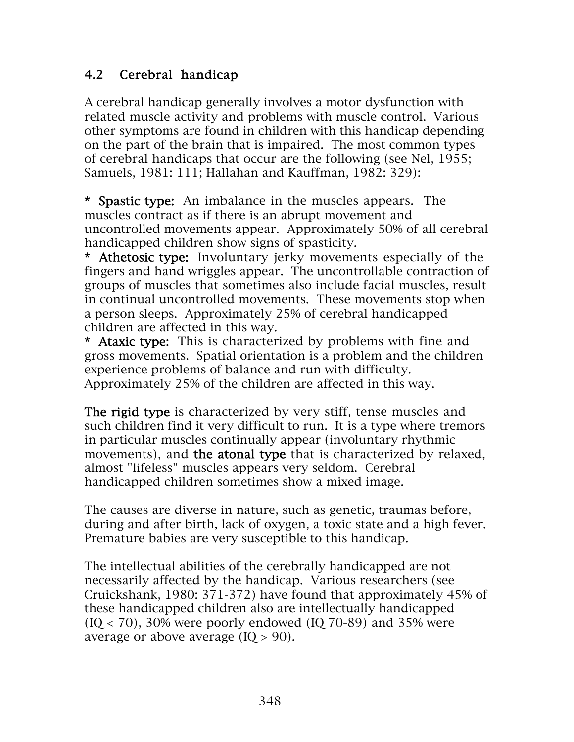## 4.2 Cerebral handicap

A cerebral handicap generally involves a motor dysfunction with related muscle activity and problems with muscle control. Various other symptoms are found in children with this handicap depending on the part of the brain that is impaired. The most common types of cerebral handicaps that occur are the following (see Nel, 1955; Samuels, 1981: 111; Hallahan and Kauffman, 1982: 329):

* **Spastic type:** An imbalance in the muscles appears. The muscles contract as if there is an abrupt movement and uncontrolled movements appear. Approximately 50% of all cerebral handicapped children show signs of spasticity.
* **Athetosic type:** Involuntary jerky movements especially of the fingers and hand wriggles appear. The uncontrollable contraction of groups of muscles that sometimes also include facial muscles, result in continual uncontrolled movements. These movements stop when a person sleeps. Approximately 25% of cerebral handicapped children are affected in this way.
* **Ataxic type:** This is characterized by problems with fine and gross movements. Spatial orientation is a problem and the children experience problems of balance and run with difficulty. Approximately 25% of the children are affected in this way.

**The rigid type** is characterized by very stiff, tense muscles and such children find it very difficult to run. It is a type where tremors in particular muscles continually appear (involuntary rhythmic movements), and **the atonal type** that is characterized by relaxed, almost "lifeless" muscles appears very seldom. Cerebral handicapped children sometimes show a mixed image.

The causes are diverse in nature, such as genetic, traumas before, during and after birth, lack of oxygen, a toxic state and a high fever. Premature babies are very susceptible to this handicap.

The intellectual abilities of the cerebrally handicapped are not necessarily affected by the handicap. Various researchers (see Cruickshank, 1980: 371-372) have found that approximately 45% of these handicapped children also are intellectually handicapped (IQ < 70), 30% were poorly endowed (IQ 70-89) and 35% were average or above average (IQ > 90).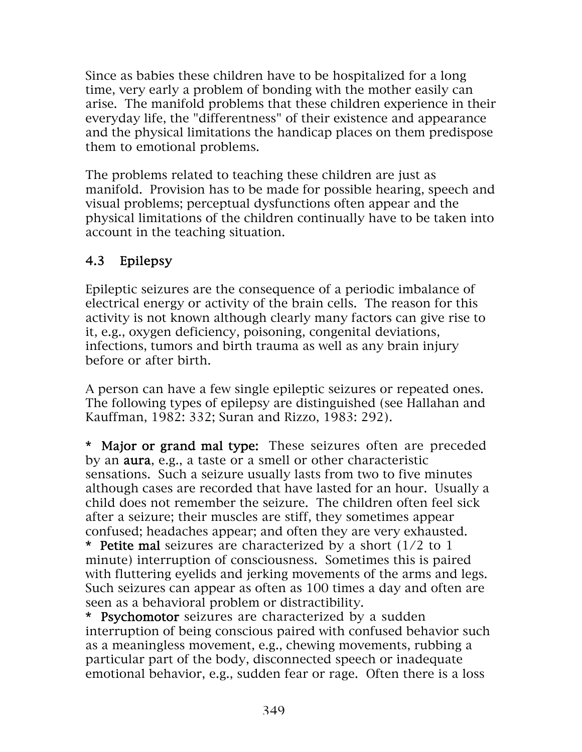Since as babies these children have to be hospitalized for a long time, very early a problem of bonding with the mother easily can arise. The manifold problems that these children experience in their everyday life, the "differentness" of their existence and appearance and the physical limitations the handicap places on them predispose them to emotional problems.

The problems related to teaching these children are just as manifold. Provision has to be made for possible hearing, speech and visual problems; perceptual dysfunctions often appear and the physical limitations of the children continually have to be taken into account in the teaching situation.

## 4.3 Epilepsy

Epileptic seizures are the consequence of a periodic imbalance of electrical energy or activity of the brain cells. The reason for this activity is not known although clearly many factors can give rise to it, e.g., oxygen deficiency, poisoning, congenital deviations, infections, tumors and birth trauma as well as any brain injury before or after birth.

A person can have a few single epileptic seizures or repeated ones. The following types of epilepsy are distinguished (see Hallahan and Kauffman, 1982: 332; Suran and Rizzo, 1983: 292).

* **Major or grand mal type:** These seizures often are preceded by an **aura**, e.g., a taste or a smell or other characteristic sensations. Such a seizure usually lasts from two to five minutes although cases are recorded that have lasted for an hour. Usually a child does not remember the seizure. The children often feel sick after a seizure; their muscles are stiff, they sometimes appear confused; headaches appear; and often they are very exhausted.
* **Petite mal** seizures are characterized by a short (1/2 to 1 minute) interruption of consciousness. Sometimes this is paired with fluttering eyelids and jerking movements of the arms and legs. Such seizures can appear as often as 100 times a day and often are seen as a behavioral problem or distractibility.
* **Psychomotor** seizures are characterized by a sudden interruption of being conscious paired with confused behavior such as a meaningless movement, e.g., chewing movements, rubbing a particular part of the body, disconnected speech or inadequate emotional behavior, e.g., sudden fear or rage. Often there is a loss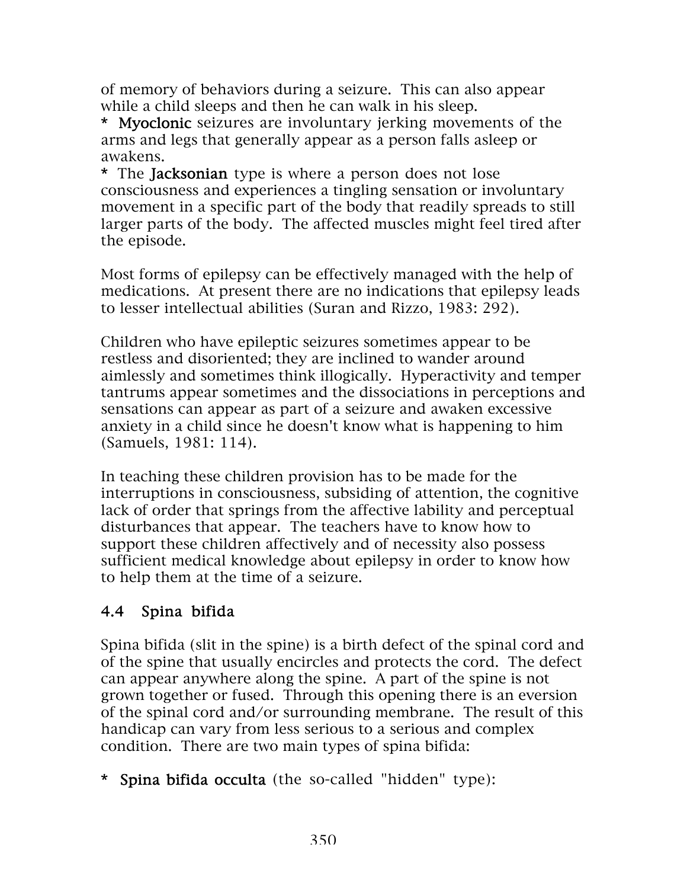of memory of behaviors during a seizure. This can also appear while a child sleeps and then he can walk in his sleep.

* **Myoclonic** seizures are involuntary jerking movements of the arms and legs that generally appear as a person falls asleep or awakens.

* The **Jacksonian** type is where a person does not lose consciousness and experiences a tingling sensation or involuntary movement in a specific part of the body that readily spreads to still larger parts of the body. The affected muscles might feel tired after the episode.

Most forms of epilepsy can be effectively managed with the help of medications. At present there are no indications that epilepsy leads to lesser intellectual abilities (Suran and Rizzo, 1983: 292).

Children who have epileptic seizures sometimes appear to be restless and disoriented; they are inclined to wander around aimlessly and sometimes think illogically. Hyperactivity and temper tantrums appear sometimes and the dissociations in perceptions and sensations can appear as part of a seizure and awaken excessive anxiety in a child since he doesn't know what is happening to him (Samuels, 1981: 114).

In teaching these children provision has to be made for the interruptions in consciousness, subsiding of attention, the cognitive lack of order that springs from the affective lability and perceptual disturbances that appear. The teachers have to know how to support these children affectively and of necessity also possess sufficient medical knowledge about epilepsy in order to know how to help them at the time of a seizure.

### 4.4 Spina bifida

Spina bifida (slit in the spine) is a birth defect of the spinal cord and of the spine that usually encircles and protects the cord. The defect can appear anywhere along the spine. A part of the spine is not grown together or fused. Through this opening there is an eversion of the spinal cord and/or surrounding membrane. The result of this handicap can vary from less serious to a serious and complex condition. There are two main types of spina bifida:

* **Spina bifida occulta** (the so-called "hidden" type):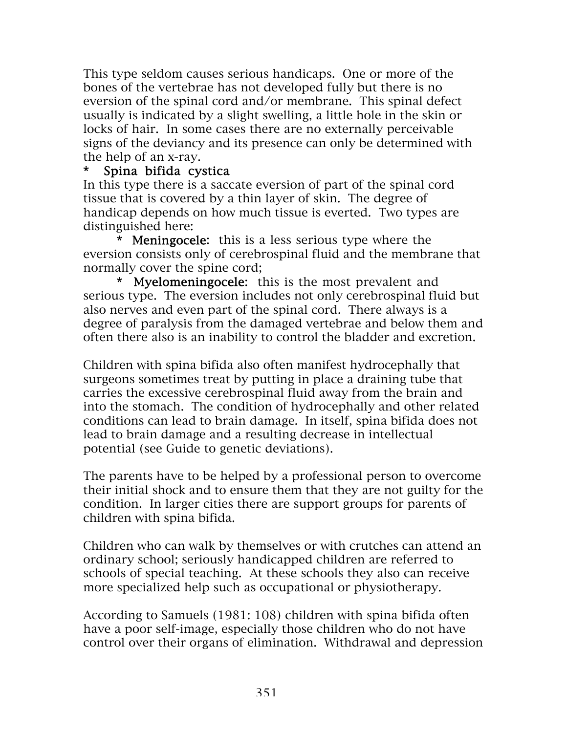This type seldom causes serious handicaps. One or more of the bones of the vertebrae has not developed fully but there is no eversion of the spinal cord and/or membrane. This spinal defect usually is indicated by a slight swelling, a little hole in the skin or locks of hair. In some cases there are no externally perceivable signs of the deviancy and its presence can only be determined with the help of an x-ray.

\* **Spina bifida cystica**

In this type there is a saccate eversion of part of the spinal cord tissue that is covered by a thin layer of skin. The degree of handicap depends on how much tissue is everted. Two types are distinguished here:

* **Meningocele**: this is a less serious type where the eversion consists only of cerebrospinal fluid and the membrane that normally cover the spine cord;
* **Myelomeningocele**: this is the most prevalent and serious type. The eversion includes not only cerebrospinal fluid but also nerves and even part of the spinal cord. There always is a degree of paralysis from the damaged vertebrae and below them and often there also is an inability to control the bladder and excretion.

Children with spina bifida also often manifest hydrocephally that surgeons sometimes treat by putting in place a draining tube that carries the excessive cerebrospinal fluid away from the brain and into the stomach. The condition of hydrocephally and other related conditions can lead to brain damage. In itself, spina bifida does not lead to brain damage and a resulting decrease in intellectual potential (see Guide to genetic deviations).

The parents have to be helped by a professional person to overcome their initial shock and to ensure them that they are not guilty for the condition. In larger cities there are support groups for parents of children with spina bifida.

Children who can walk by themselves or with crutches can attend an ordinary school; seriously handicapped children are referred to schools of special teaching. At these schools they also can receive more specialized help such as occupational or physiotherapy.

According to Samuels (1981: 108) children with spina bifida often have a poor self-image, especially those children who do not have control over their organs of elimination. Withdrawal and depression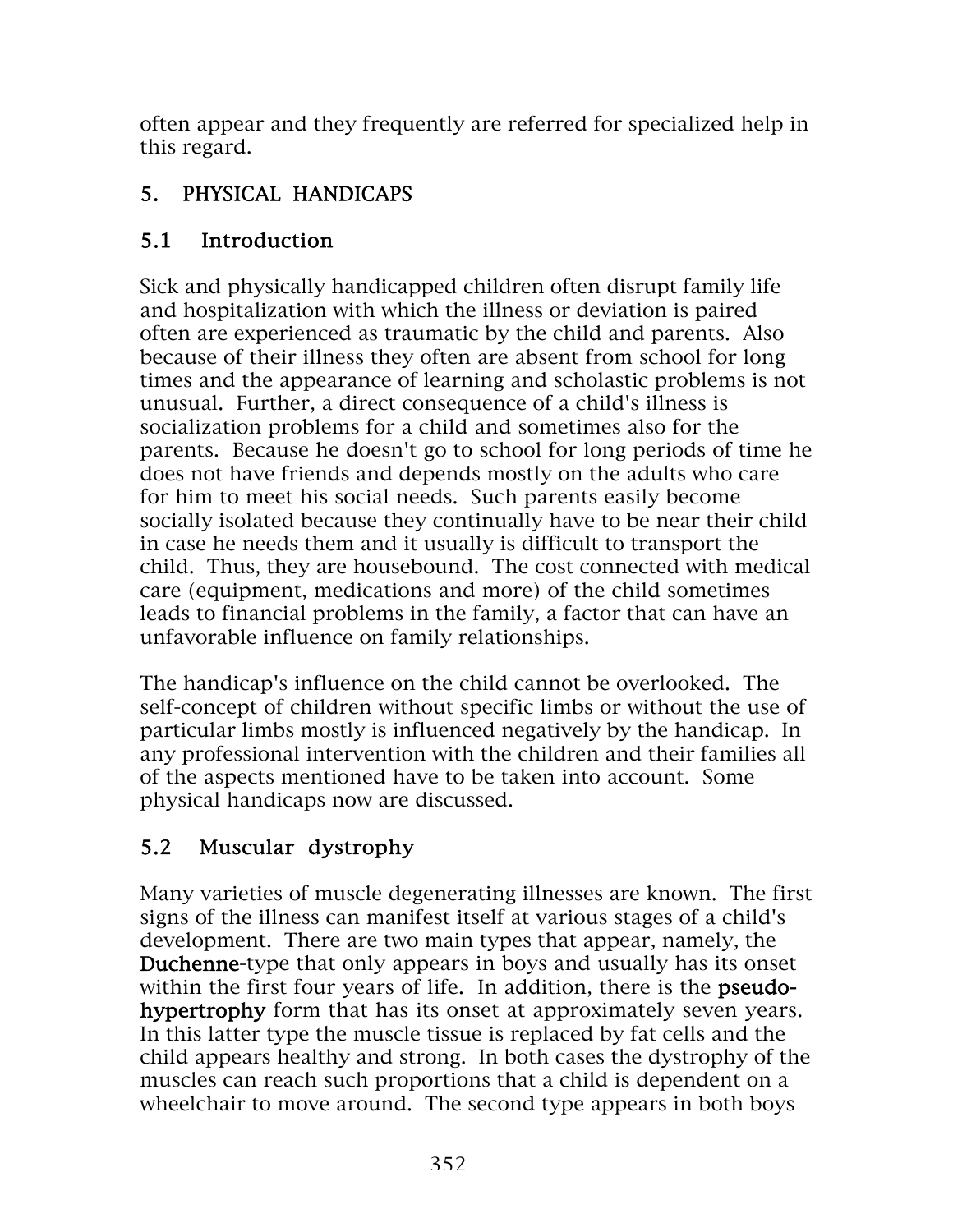often appear and they frequently are referred for specialized help in this regard.

## 5. PHYSICAL HANDICAPS

### 5.1 Introduction

Sick and physically handicapped children often disrupt family life and hospitalization with which the illness or deviation is paired often are experienced as traumatic by the child and parents. Also because of their illness they often are absent from school for long times and the appearance of learning and scholastic problems is not unusual. Further, a direct consequence of a child's illness is socialization problems for a child and sometimes also for the parents. Because he doesn't go to school for long periods of time he does not have friends and depends mostly on the adults who care for him to meet his social needs. Such parents easily become socially isolated because they continually have to be near their child in case he needs them and it usually is difficult to transport the child. Thus, they are housebound. The cost connected with medical care (equipment, medications and more) of the child sometimes leads to financial problems in the family, a factor that can have an unfavorable influence on family relationships.

The handicap's influence on the child cannot be overlooked. The self-concept of children without specific limbs or without the use of particular limbs mostly is influenced negatively by the handicap. In any professional intervention with the children and their families all of the aspects mentioned have to be taken into account. Some physical handicaps now are discussed.

### 5.2 Muscular dystrophy

Many varieties of muscle degenerating illnesses are known. The first signs of the illness can manifest itself at various stages of a child's development. There are two main types that appear, namely, the **Duchenne**-type that only appears in boys and usually has its onset within the first four years of life. In addition, there is the **pseudo-hypertrophy** form that has its onset at approximately seven years. In this latter type the muscle tissue is replaced by fat cells and the child appears healthy and strong. In both cases the dystrophy of the muscles can reach such proportions that a child is dependent on a wheelchair to move around. The second type appears in both boys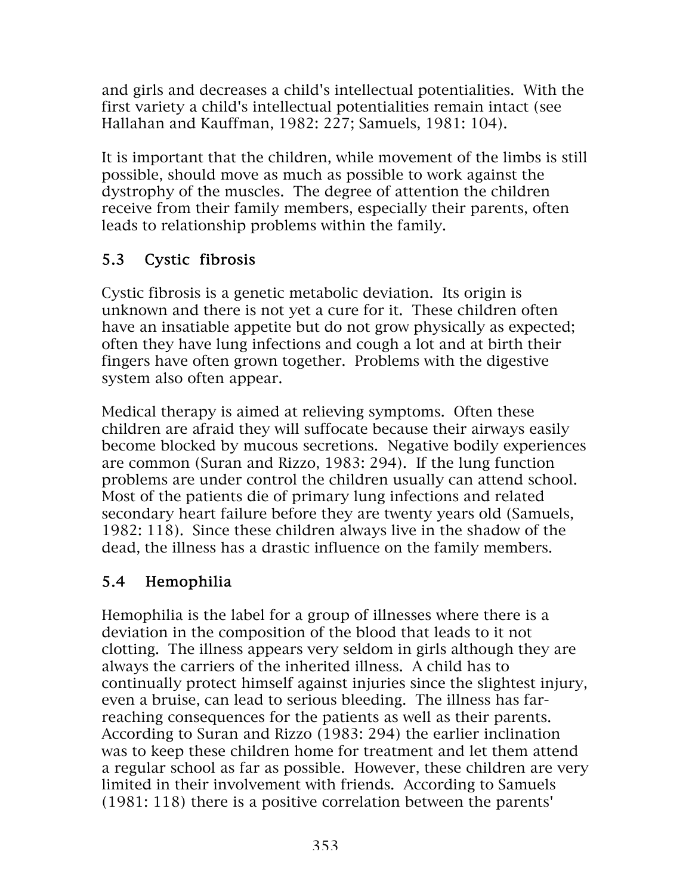and girls and decreases a child's intellectual potentialities. With the first variety a child's intellectual potentialities remain intact (see Hallahan and Kauffman, 1982: 227; Samuels, 1981: 104).

It is important that the children, while movement of the limbs is still possible, should move as much as possible to work against the dystrophy of the muscles. The degree of attention the children receive from their family members, especially their parents, often leads to relationship problems within the family.

### 5.3 Cystic fibrosis

Cystic fibrosis is a genetic metabolic deviation. Its origin is unknown and there is not yet a cure for it. These children often have an insatiable appetite but do not grow physically as expected; often they have lung infections and cough a lot and at birth their fingers have often grown together. Problems with the digestive system also often appear.

Medical therapy is aimed at relieving symptoms. Often these children are afraid they will suffocate because their airways easily become blocked by mucous secretions. Negative bodily experiences are common (Suran and Rizzo, 1983: 294). If the lung function problems are under control the children usually can attend school. Most of the patients die of primary lung infections and related secondary heart failure before they are twenty years old (Samuels, 1982: 118). Since these children always live in the shadow of the dead, the illness has a drastic influence on the family members.

### 5.4 Hemophilia

Hemophilia is the label for a group of illnesses where there is a deviation in the composition of the blood that leads to it not clotting. The illness appears very seldom in girls although they are always the carriers of the inherited illness. A child has to continually protect himself against injuries since the slightest injury, even a bruise, can lead to serious bleeding. The illness has far-reaching consequences for the patients as well as their parents. According to Suran and Rizzo (1983: 294) the earlier inclination was to keep these children home for treatment and let them attend a regular school as far as possible. However, these children are very limited in their involvement with friends. According to Samuels (1981: 118) there is a positive correlation between the parents'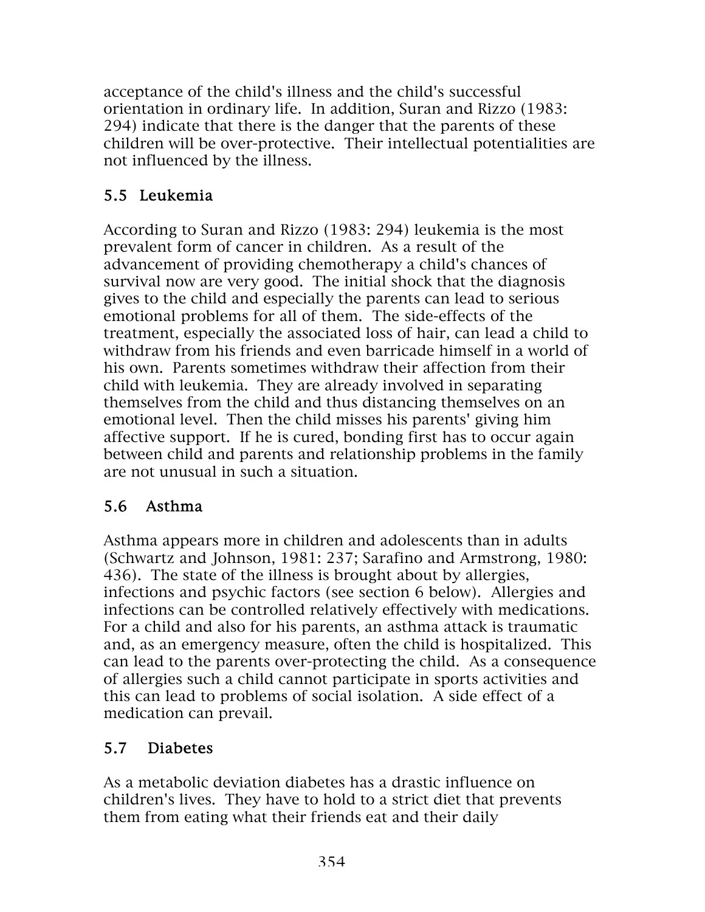acceptance of the child's illness and the child's successful orientation in ordinary life. In addition, Suran and Rizzo (1983: 294) indicate that there is the danger that the parents of these children will be over-protective. Their intellectual potentialities are not influenced by the illness.

## 5.5 Leukemia

According to Suran and Rizzo (1983: 294) leukemia is the most prevalent form of cancer in children. As a result of the advancement of providing chemotherapy a child's chances of survival now are very good. The initial shock that the diagnosis gives to the child and especially the parents can lead to serious emotional problems for all of them. The side-effects of the treatment, especially the associated loss of hair, can lead a child to withdraw from his friends and even barricade himself in a world of his own. Parents sometimes withdraw their affection from their child with leukemia. They are already involved in separating themselves from the child and thus distancing themselves on an emotional level. Then the child misses his parents' giving him affective support. If he is cured, bonding first has to occur again between child and parents and relationship problems in the family are not unusual in such a situation.

## 5.6 Asthma

Asthma appears more in children and adolescents than in adults (Schwartz and Johnson, 1981: 237; Sarafino and Armstrong, 1980: 436). The state of the illness is brought about by allergies, infections and psychic factors (see section 6 below). Allergies and infections can be controlled relatively effectively with medications. For a child and also for his parents, an asthma attack is traumatic and, as an emergency measure, often the child is hospitalized. This can lead to the parents over-protecting the child. As a consequence of allergies such a child cannot participate in sports activities and this can lead to problems of social isolation. A side effect of a medication can prevail.

## 5.7 Diabetes

As a metabolic deviation diabetes has a drastic influence on children's lives. They have to hold to a strict diet that prevents them from eating what their friends eat and their daily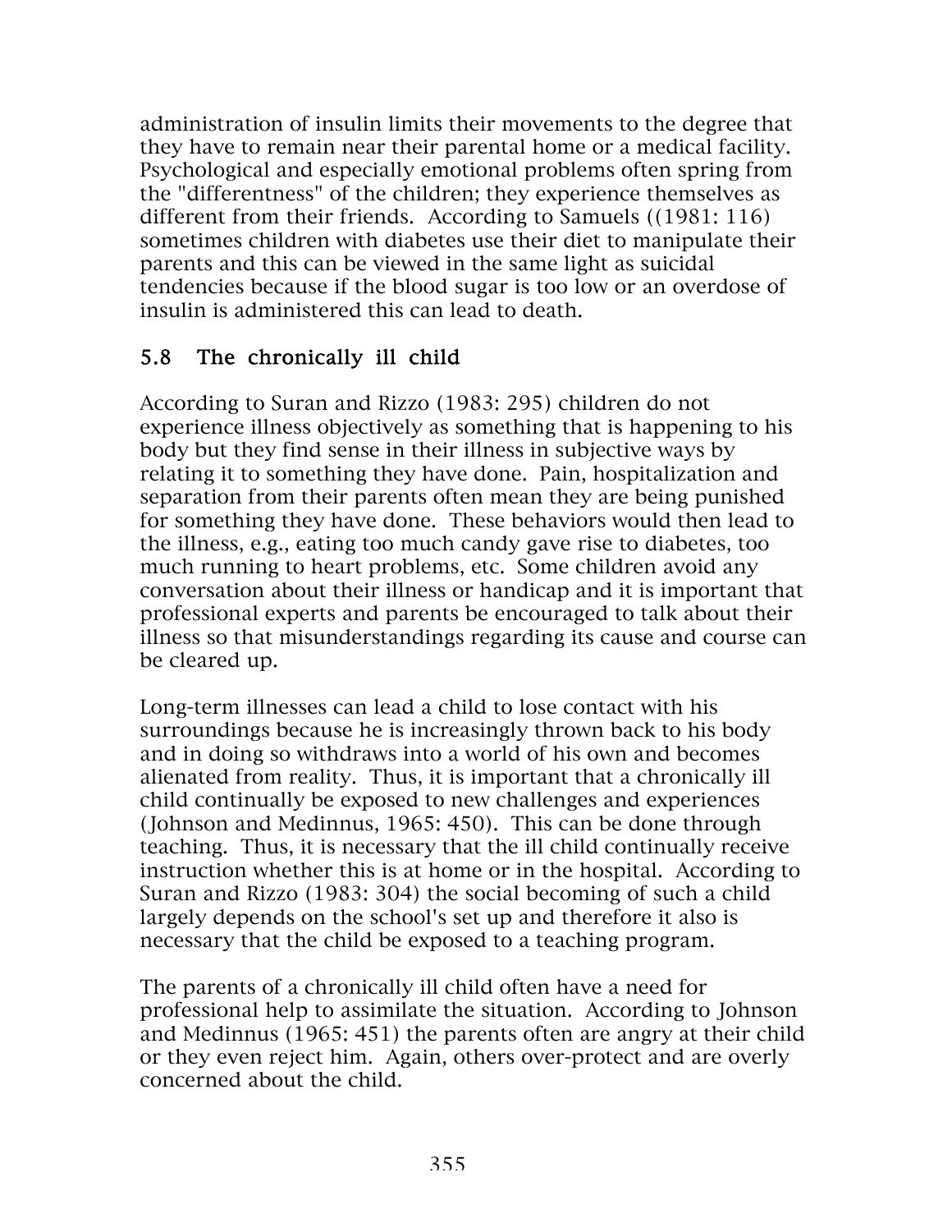administration of insulin limits their movements to the degree that they have to remain near their parental home or a medical facility. Psychological and especially emotional problems often spring from the "differentness" of the children; they experience themselves as different from their friends. According to Samuels ((1981: 116) sometimes children with diabetes use their diet to manipulate their parents and this can be viewed in the same light as suicidal tendencies because if the blood sugar is too low or an overdose of insulin is administered this can lead to death.

## 5.8 The chronically ill child

According to Suran and Rizzo (1983: 295) children do not experience illness objectively as something that is happening to his body but they find sense in their illness in subjective ways by relating it to something they have done. Pain, hospitalization and separation from their parents often mean they are being punished for something they have done. These behaviors would then lead to the illness, e.g., eating too much candy gave rise to diabetes, too much running to heart problems, etc. Some children avoid any conversation about their illness or handicap and it is important that professional experts and parents be encouraged to talk about their illness so that misunderstandings regarding its cause and course can be cleared up.

Long-term illnesses can lead a child to lose contact with his surroundings because he is increasingly thrown back to his body and in doing so withdraws into a world of his own and becomes alienated from reality. Thus, it is important that a chronically ill child continually be exposed to new challenges and experiences (Johnson and Medinnus, 1965: 450). This can be done through teaching. Thus, it is necessary that the ill child continually receive instruction whether this is at home or in the hospital. According to Suran and Rizzo (1983: 304) the social becoming of such a child largely depends on the school's set up and therefore it also is necessary that the child be exposed to a teaching program.

The parents of a chronically ill child often have a need for professional help to assimilate the situation. According to Johnson and Medinnus (1965: 451) the parents often are angry at their child or they even reject him. Again, others over-protect and are overly concerned about the child.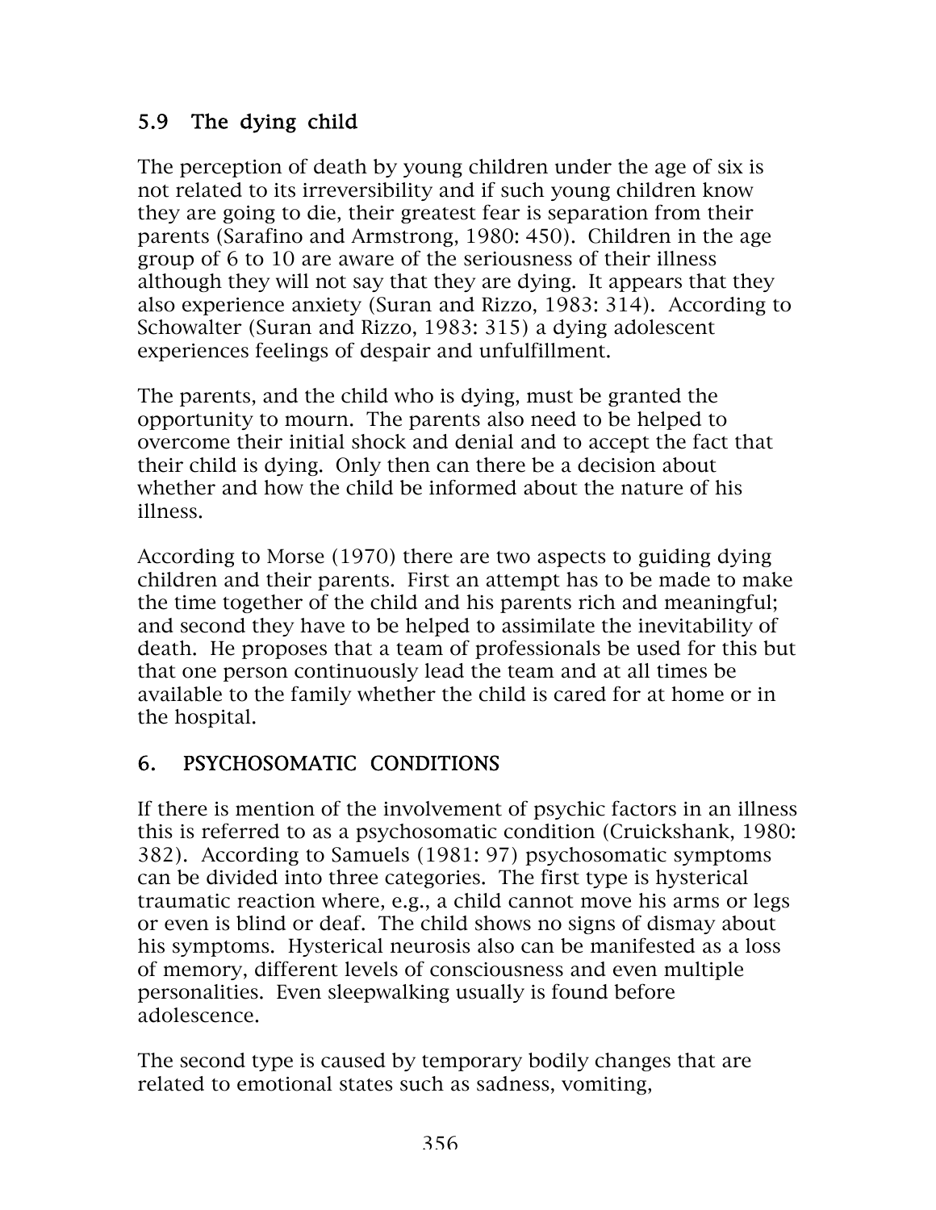## 5.9 The dying child

The perception of death by young children under the age of six is not related to its irreversibility and if such young children know they are going to die, their greatest fear is separation from their parents (Sarafino and Armstrong, 1980: 450). Children in the age group of 6 to 10 are aware of the seriousness of their illness although they will not say that they are dying. It appears that they also experience anxiety (Suran and Rizzo, 1983: 314). According to Schowalter (Suran and Rizzo, 1983: 315) a dying adolescent experiences feelings of despair and unfulfillment.

The parents, and the child who is dying, must be granted the opportunity to mourn. The parents also need to be helped to overcome their initial shock and denial and to accept the fact that their child is dying. Only then can there be a decision about whether and how the child be informed about the nature of his illness.

According to Morse (1970) there are two aspects to guiding dying children and their parents. First an attempt has to be made to make the time together of the child and his parents rich and meaningful; and second they have to be helped to assimilate the inevitability of death. He proposes that a team of professionals be used for this but that one person continuously lead the team and at all times be available to the family whether the child is cared for at home or in the hospital.

# 6. PSYCHOSOMATIC CONDITIONS

If there is mention of the involvement of psychic factors in an illness this is referred to as a psychosomatic condition (Cruickshank, 1980: 382). According to Samuels (1981: 97) psychosomatic symptoms can be divided into three categories. The first type is hysterical traumatic reaction where, e.g., a child cannot move his arms or legs or even is blind or deaf. The child shows no signs of dismay about his symptoms. Hysterical neurosis also can be manifested as a loss of memory, different levels of consciousness and even multiple personalities. Even sleepwalking usually is found before adolescence.

The second type is caused by temporary bodily changes that are related to emotional states such as sadness, vomiting,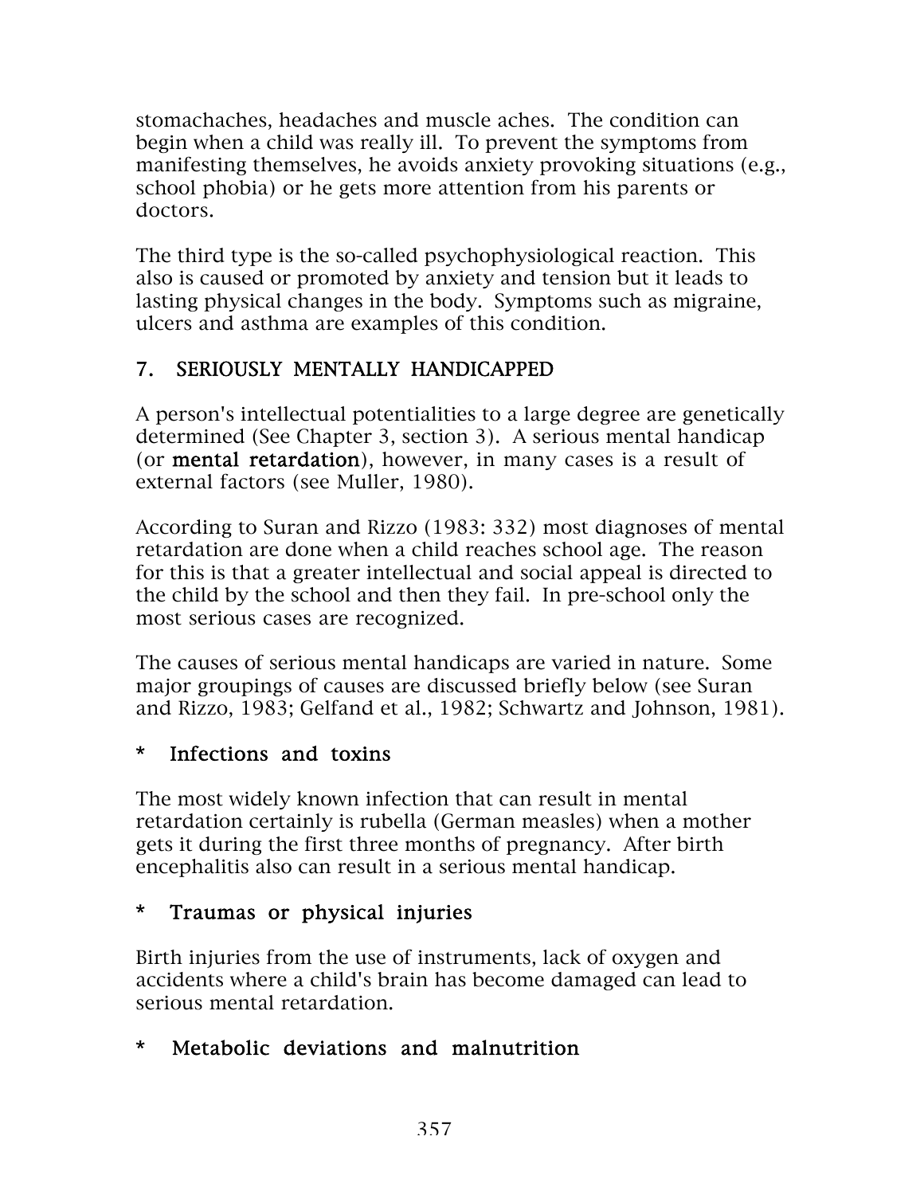stomachaches, headaches and muscle aches. The condition can begin when a child was really ill. To prevent the symptoms from manifesting themselves, he avoids anxiety provoking situations (e.g., school phobia) or he gets more attention from his parents or doctors.

The third type is the so-called psychophysiological reaction. This also is caused or promoted by anxiety and tension but it leads to lasting physical changes in the body. Symptoms such as migraine, ulcers and asthma are examples of this condition.

## 7. SERIOUSLY MENTALLY HANDICAPPED

A person's intellectual potentialities to a large degree are genetically determined (See Chapter 3, section 3). A serious mental handicap (or **mental retardation**), however, in many cases is a result of external factors (see Muller, 1980).

According to Suran and Rizzo (1983: 332) most diagnoses of mental retardation are done when a child reaches school age. The reason for this is that a greater intellectual and social appeal is directed to the child by the school and then they fail. In pre-school only the most serious cases are recognized.

The causes of serious mental handicaps are varied in nature. Some major groupings of causes are discussed briefly below (see Suran and Rizzo, 1983; Gelfand et al., 1982; Schwartz and Johnson, 1981).

**\* Infections and toxins**

The most widely known infection that can result in mental retardation certainly is rubella (German measles) when a mother gets it during the first three months of pregnancy. After birth encephalitis also can result in a serious mental handicap.

**\* Traumas or physical injuries**

Birth injuries from the use of instruments, lack of oxygen and accidents where a child's brain has become damaged can lead to serious mental retardation.

**\* Metabolic deviations and malnutrition**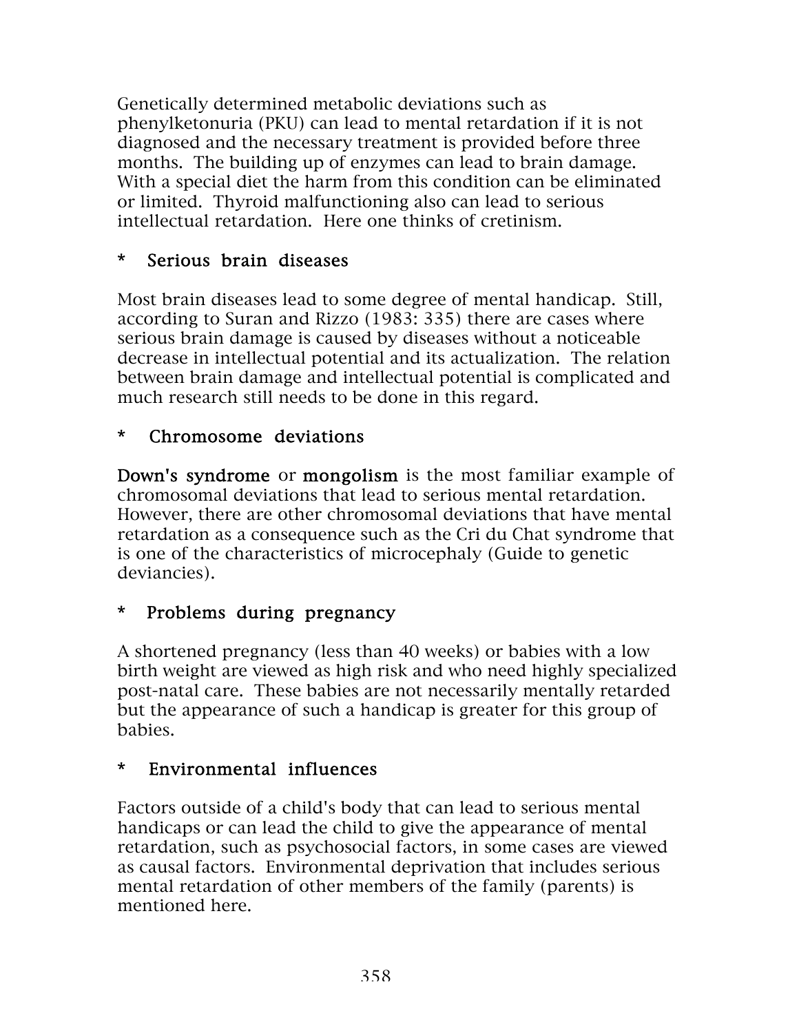Genetically determined metabolic deviations such as phenylketonuria (PKU) can lead to mental retardation if it is not diagnosed and the necessary treatment is provided before three months. The building up of enzymes can lead to brain damage. With a special diet the harm from this condition can be eliminated or limited. Thyroid malfunctioning also can lead to serious intellectual retardation. Here one thinks of cretinism.

**\* Serious brain diseases**

Most brain diseases lead to some degree of mental handicap. Still, according to Suran and Rizzo (1983: 335) there are cases where serious brain damage is caused by diseases without a noticeable decrease in intellectual potential and its actualization. The relation between brain damage and intellectual potential is complicated and much research still needs to be done in this regard.

**\* Chromosome deviations**

**Down's syndrome** or **mongolism** is the most familiar example of chromosomal deviations that lead to serious mental retardation. However, there are other chromosomal deviations that have mental retardation as a consequence such as the Cri du Chat syndrome that is one of the characteristics of microcephaly (Guide to genetic deviancies).

**\* Problems during pregnancy**

A shortened pregnancy (less than 40 weeks) or babies with a low birth weight are viewed as high risk and who need highly specialized post-natal care. These babies are not necessarily mentally retarded but the appearance of such a handicap is greater for this group of babies.

**\* Environmental influences**

Factors outside of a child's body that can lead to serious mental handicaps or can lead the child to give the appearance of mental retardation, such as psychosocial factors, in some cases are viewed as causal factors. Environmental deprivation that includes serious mental retardation of other members of the family (parents) is mentioned here.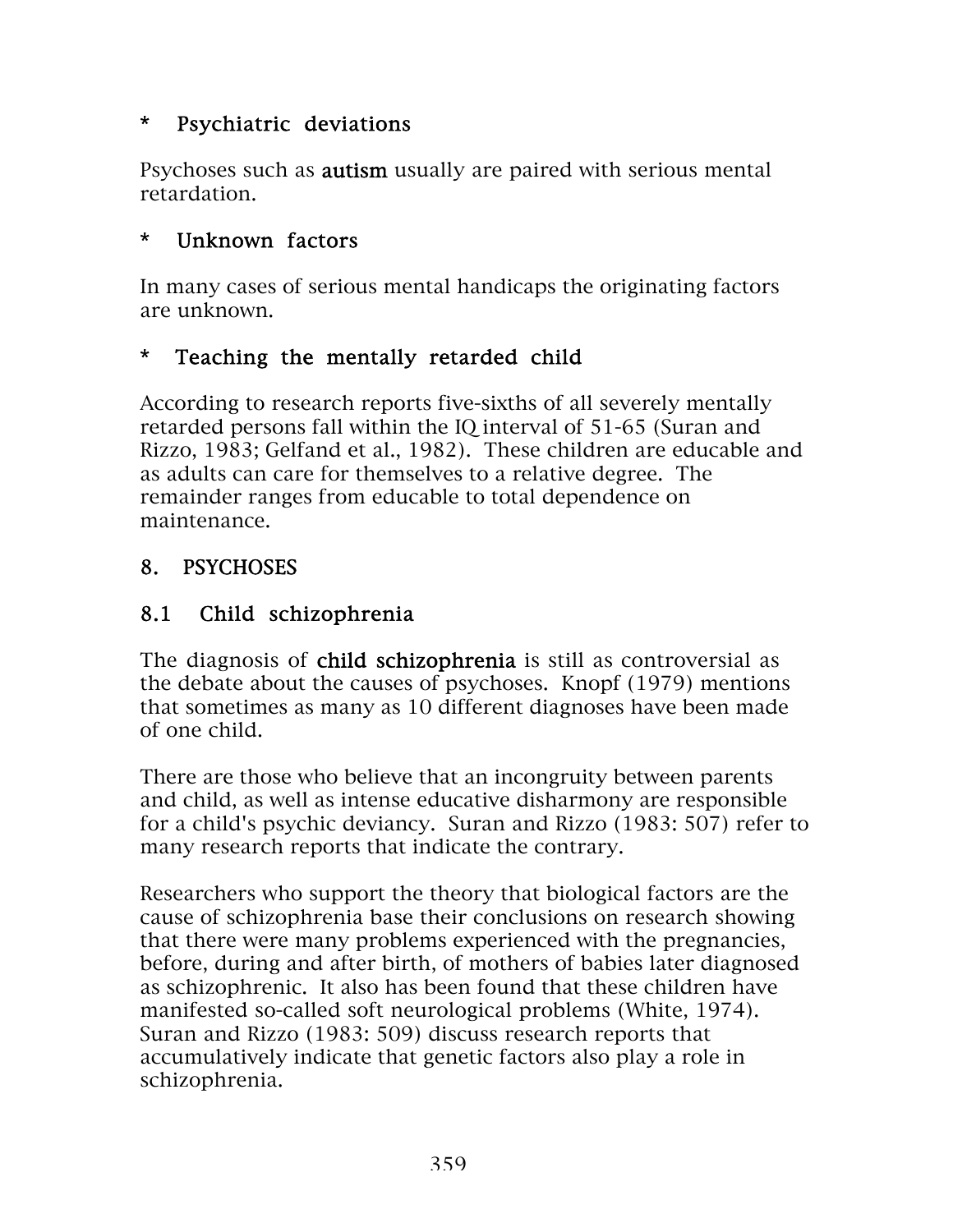**\* Psychiatric deviations**

Psychoses such as **autism** usually are paired with serious mental retardation.

**\* Unknown factors**

In many cases of serious mental handicaps the originating factors are unknown.

**\* Teaching the mentally retarded child**

According to research reports five-sixths of all severely mentally retarded persons fall within the IQ interval of 51-65 (Suran and Rizzo, 1983; Gelfand et al., 1982). These children are educable and as adults can care for themselves to a relative degree. The remainder ranges from educable to total dependence on maintenance.

## 8. PSYCHOSES

### 8.1 Child schizophrenia

The diagnosis of **child schizophrenia** is still as controversial as the debate about the causes of psychoses. Knopf (1979) mentions that sometimes as many as 10 different diagnoses have been made of one child.

There are those who believe that an incongruity between parents and child, as well as intense educative disharmony are responsible for a child's psychic deviancy. Suran and Rizzo (1983: 507) refer to many research reports that indicate the contrary.

Researchers who support the theory that biological factors are the cause of schizophrenia base their conclusions on research showing that there were many problems experienced with the pregnancies, before, during and after birth, of mothers of babies later diagnosed as schizophrenic. It also has been found that these children have manifested so-called soft neurological problems (White, 1974). Suran and Rizzo (1983: 509) discuss research reports that accumulatively indicate that genetic factors also play a role in schizophrenia.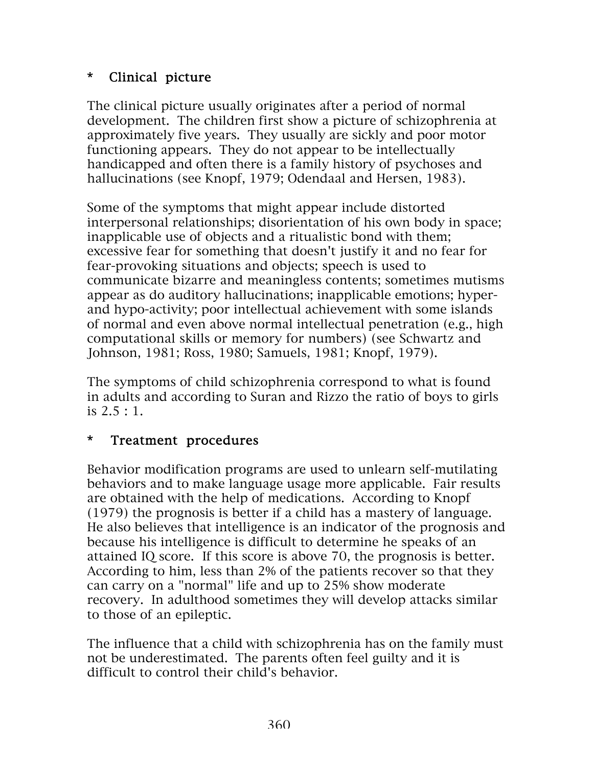### * Clinical picture

The clinical picture usually originates after a period of normal development. The children first show a picture of schizophrenia at approximately five years. They usually are sickly and poor motor functioning appears. They do not appear to be intellectually handicapped and often there is a family history of psychoses and hallucinations (see Knopf, 1979; Odendaal and Hersen, 1983).

Some of the symptoms that might appear include distorted interpersonal relationships; disorientation of his own body in space; inapplicable use of objects and a ritualistic bond with them; excessive fear for something that doesn't justify it and no fear for fear-provoking situations and objects; speech is used to communicate bizarre and meaningless contents; sometimes mutisms appear as do auditory hallucinations; inapplicable emotions; hyper- and hypo-activity; poor intellectual achievement with some islands of normal and even above normal intellectual penetration (e.g., high computational skills or memory for numbers) (see Schwartz and Johnson, 1981; Ross, 1980; Samuels, 1981; Knopf, 1979).

The symptoms of child schizophrenia correspond to what is found in adults and according to Suran and Rizzo the ratio of boys to girls is 2.5 : 1.

### * Treatment procedures

Behavior modification programs are used to unlearn self-mutilating behaviors and to make language usage more applicable. Fair results are obtained with the help of medications. According to Knopf (1979) the prognosis is better if a child has a mastery of language. He also believes that intelligence is an indicator of the prognosis and because his intelligence is difficult to determine he speaks of an attained IQ score. If this score is above 70, the prognosis is better. According to him, less than 2% of the patients recover so that they can carry on a "normal" life and up to 25% show moderate recovery. In adulthood sometimes they will develop attacks similar to those of an epileptic.

The influence that a child with schizophrenia has on the family must not be underestimated. The parents often feel guilty and it is difficult to control their child's behavior.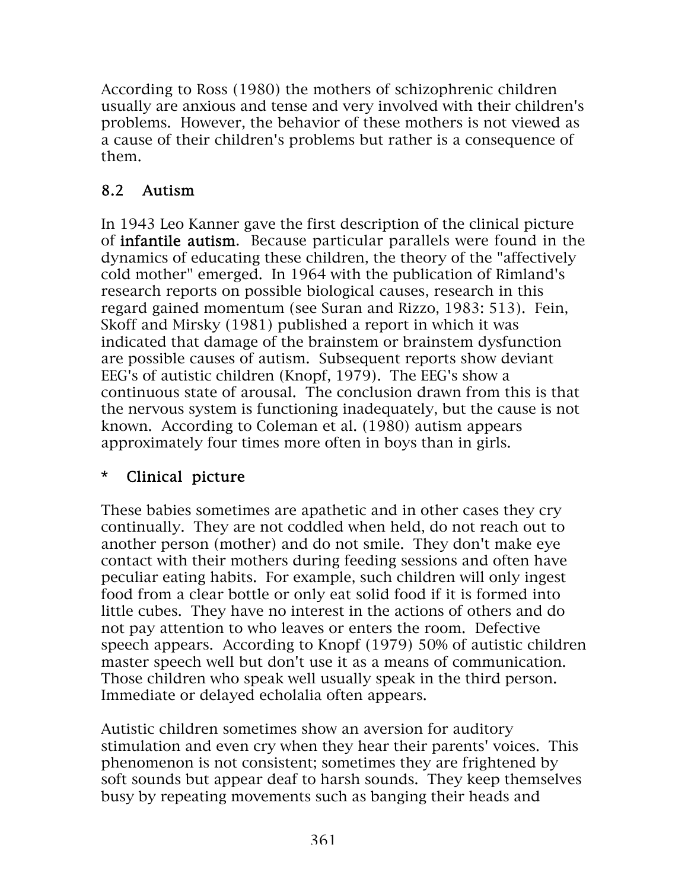According to Ross (1980) the mothers of schizophrenic children usually are anxious and tense and very involved with their children's problems. However, the behavior of these mothers is not viewed as a cause of their children's problems but rather is a consequence of them.

## 8.2 Autism

In 1943 Leo Kanner gave the first description of the clinical picture of **infantile autism**. Because particular parallels were found in the dynamics of educating these children, the theory of the "affectively cold mother" emerged. In 1964 with the publication of Rimland's research reports on possible biological causes, research in this regard gained momentum (see Suran and Rizzo, 1983: 513). Fein, Skoff and Mirsky (1981) published a report in which it was indicated that damage of the brainstem or brainstem dysfunction are possible causes of autism. Subsequent reports show deviant EEG's of autistic children (Knopf, 1979). The EEG's show a continuous state of arousal. The conclusion drawn from this is that the nervous system is functioning inadequately, but the cause is not known. According to Coleman et al. (1980) autism appears approximately four times more often in boys than in girls.

### * Clinical picture

These babies sometimes are apathetic and in other cases they cry continually. They are not coddled when held, do not reach out to another person (mother) and do not smile. They don't make eye contact with their mothers during feeding sessions and often have peculiar eating habits. For example, such children will only ingest food from a clear bottle or only eat solid food if it is formed into little cubes. They have no interest in the actions of others and do not pay attention to who leaves or enters the room. Defective speech appears. According to Knopf (1979) 50% of autistic children master speech well but don't use it as a means of communication. Those children who speak well usually speak in the third person. Immediate or delayed echolalia often appears.

Autistic children sometimes show an aversion for auditory stimulation and even cry when they hear their parents' voices. This phenomenon is not consistent; sometimes they are frightened by soft sounds but appear deaf to harsh sounds. They keep themselves busy by repeating movements such as banging their heads and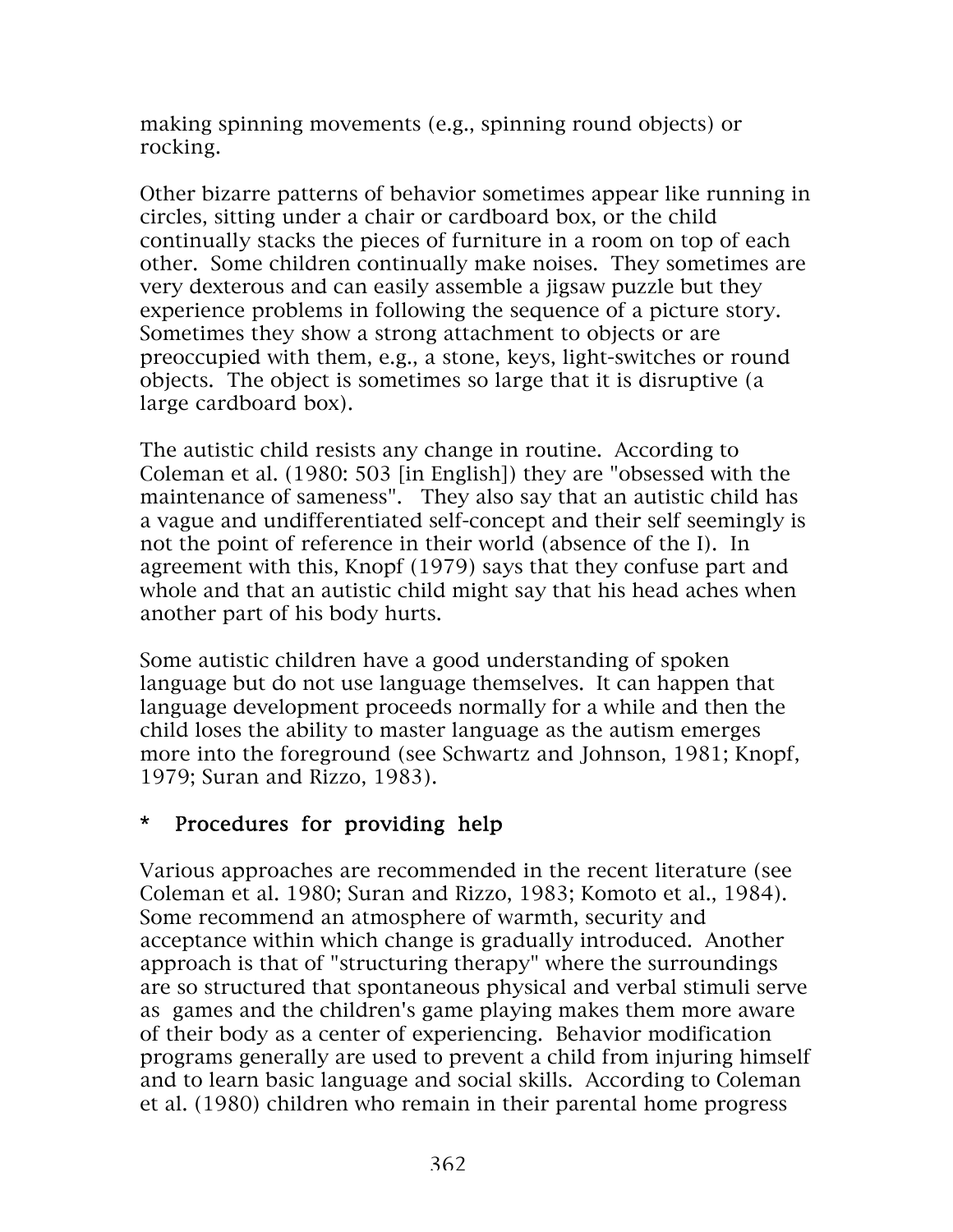making spinning movements (e.g., spinning round objects) or rocking.

Other bizarre patterns of behavior sometimes appear like running in circles, sitting under a chair or cardboard box, or the child continually stacks the pieces of furniture in a room on top of each other. Some children continually make noises. They sometimes are very dexterous and can easily assemble a jigsaw puzzle but they experience problems in following the sequence of a picture story. Sometimes they show a strong attachment to objects or are preoccupied with them, e.g., a stone, keys, light-switches or round objects. The object is sometimes so large that it is disruptive (a large cardboard box).

The autistic child resists any change in routine. According to Coleman et al. (1980: 503 [in English]) they are "obsessed with the maintenance of sameness". They also say that an autistic child has a vague and undifferentiated self-concept and their self seemingly is not the point of reference in their world (absence of the I). In agreement with this, Knopf (1979) says that they confuse part and whole and that an autistic child might say that his head aches when another part of his body hurts.

Some autistic children have a good understanding of spoken language but do not use language themselves. It can happen that language development proceeds normally for a while and then the child loses the ability to master language as the autism emerges more into the foreground (see Schwartz and Johnson, 1981; Knopf, 1979; Suran and Rizzo, 1983).

### * Procedures for providing help

Various approaches are recommended in the recent literature (see Coleman et al. 1980; Suran and Rizzo, 1983; Komoto et al., 1984). Some recommend an atmosphere of warmth, security and acceptance within which change is gradually introduced. Another approach is that of "structuring therapy" where the surroundings are so structured that spontaneous physical and verbal stimuli serve as games and the children's game playing makes them more aware of their body as a center of experiencing. Behavior modification programs generally are used to prevent a child from injuring himself and to learn basic language and social skills. According to Coleman et al. (1980) children who remain in their parental home progress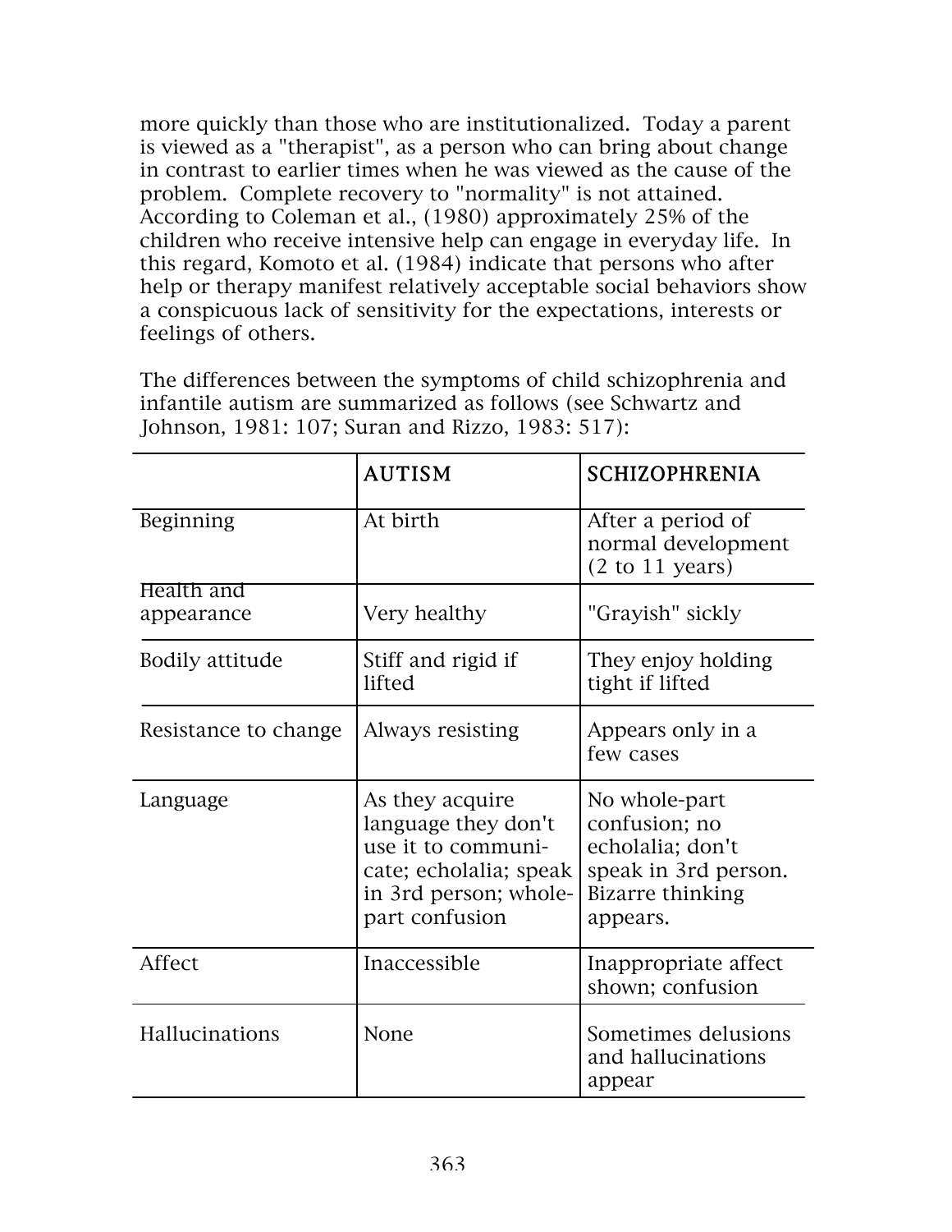more quickly than those who are institutionalized. Today a parent is viewed as a "therapist", as a person who can bring about change in contrast to earlier times when he was viewed as the cause of the problem. Complete recovery to "normality" is not attained. According to Coleman et al., (1980) approximately 25% of the children who receive intensive help can engage in everyday life. In this regard, Komoto et al. (1984) indicate that persons who after help or therapy manifest relatively acceptable social behaviors show a conspicuous lack of sensitivity for the expectations, interests or feelings of others.

The differences between the symptoms of child schizophrenia and infantile autism are summarized as follows (see Schwartz and Johnson, 1981: 107; Suran and Rizzo, 1983: 517):

| | AUTISM | SCHIZOPHRENIA |
|---|---|---|
| Beginning | At birth | After a period of normal development (2 to 11 years) |
| Health and appearance | Very healthy | "Grayish" sickly |
| Bodily attitude | Stiff and rigid if lifted | They enjoy holding tight if lifted |
| Resistance to change | Always resisting | Appears only in a few cases |
| Language | As they acquire language they don't use it to communicate; echolalia; speak in 3rd person; whole-part confusion | No whole-part confusion; no echolalia; don't speak in 3rd person. Bizarre thinking appears. |
| Affect | Inaccessible | Inappropriate affect shown; confusion |
| Hallucinations | None | Sometimes delusions and hallucinations appear |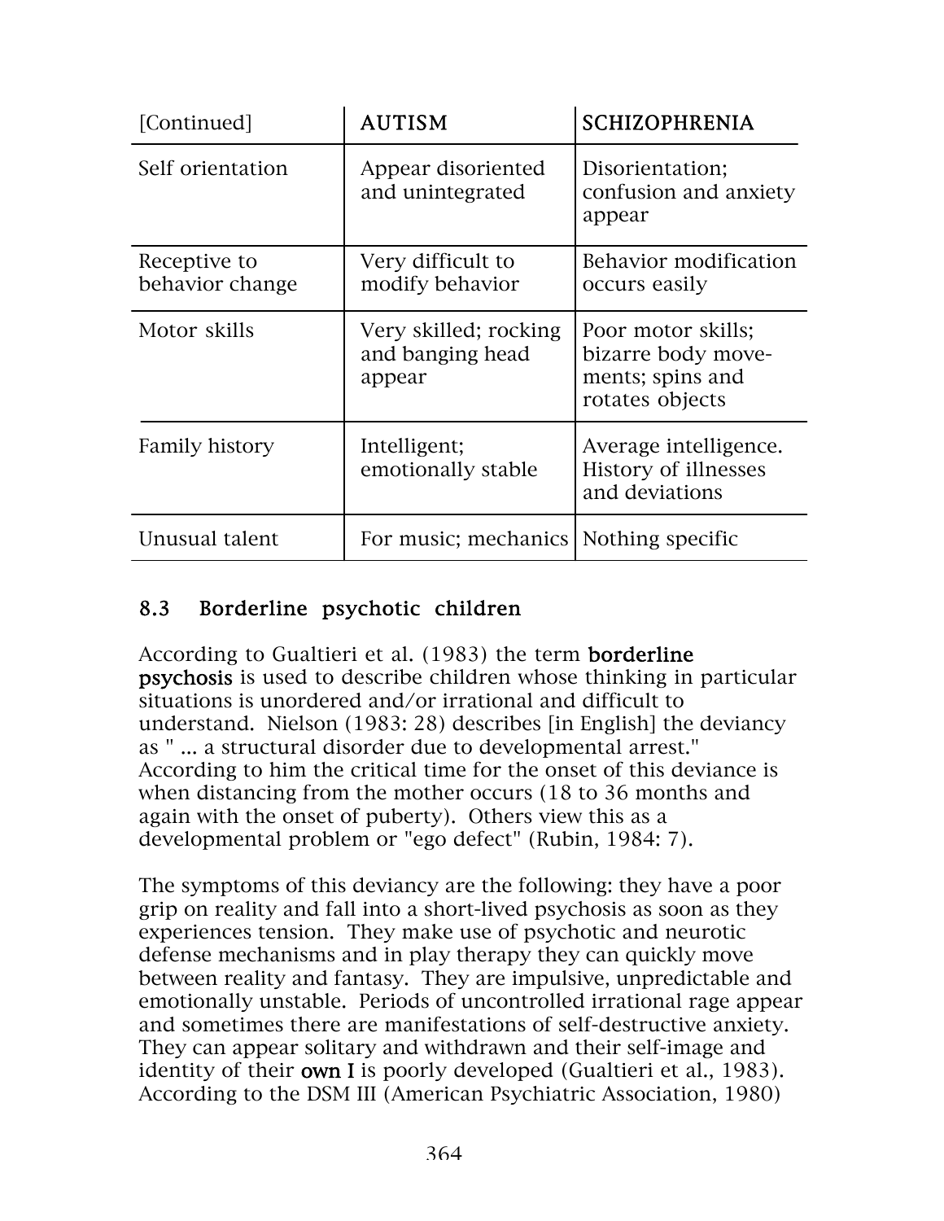| [Continued] | AUTISM | SCHIZOPHRENIA |
|---|---|---|
| Self orientation | Appear disoriented and unintegrated | Disorientation; confusion and anxiety appear |
| Receptive to behavior change | Very difficult to modify behavior | Behavior modification occurs easily |
| Motor skills | Very skilled; rocking and banging head appear | Poor motor skills; bizarre body movements; spins and rotates objects |
| Family history | Intelligent; emotionally stable | Average intelligence. History of illnesses and deviations |
| Unusual talent | For music; mechanics | Nothing specific |

## 8.3 Borderline psychotic children

According to Gualtieri et al. (1983) the term **borderline psychosis** is used to describe children whose thinking in particular situations is unordered and/or irrational and difficult to understand. Nielson (1983: 28) describes [in English] the deviancy as " ... a structural disorder due to developmental arrest." According to him the critical time for the onset of this deviance is when distancing from the mother occurs (18 to 36 months and again with the onset of puberty). Others view this as a developmental problem or "ego defect" (Rubin, 1984: 7).

The symptoms of this deviancy are the following: they have a poor grip on reality and fall into a short-lived psychosis as soon as they experiences tension. They make use of psychotic and neurotic defense mechanisms and in play therapy they can quickly move between reality and fantasy. They are impulsive, unpredictable and emotionally unstable. Periods of uncontrolled irrational rage appear and sometimes there are manifestations of self-destructive anxiety. They can appear solitary and withdrawn and their self-image and identity of their **own I** is poorly developed (Gualtieri et al., 1983). According to the DSM III (American Psychiatric Association, 1980)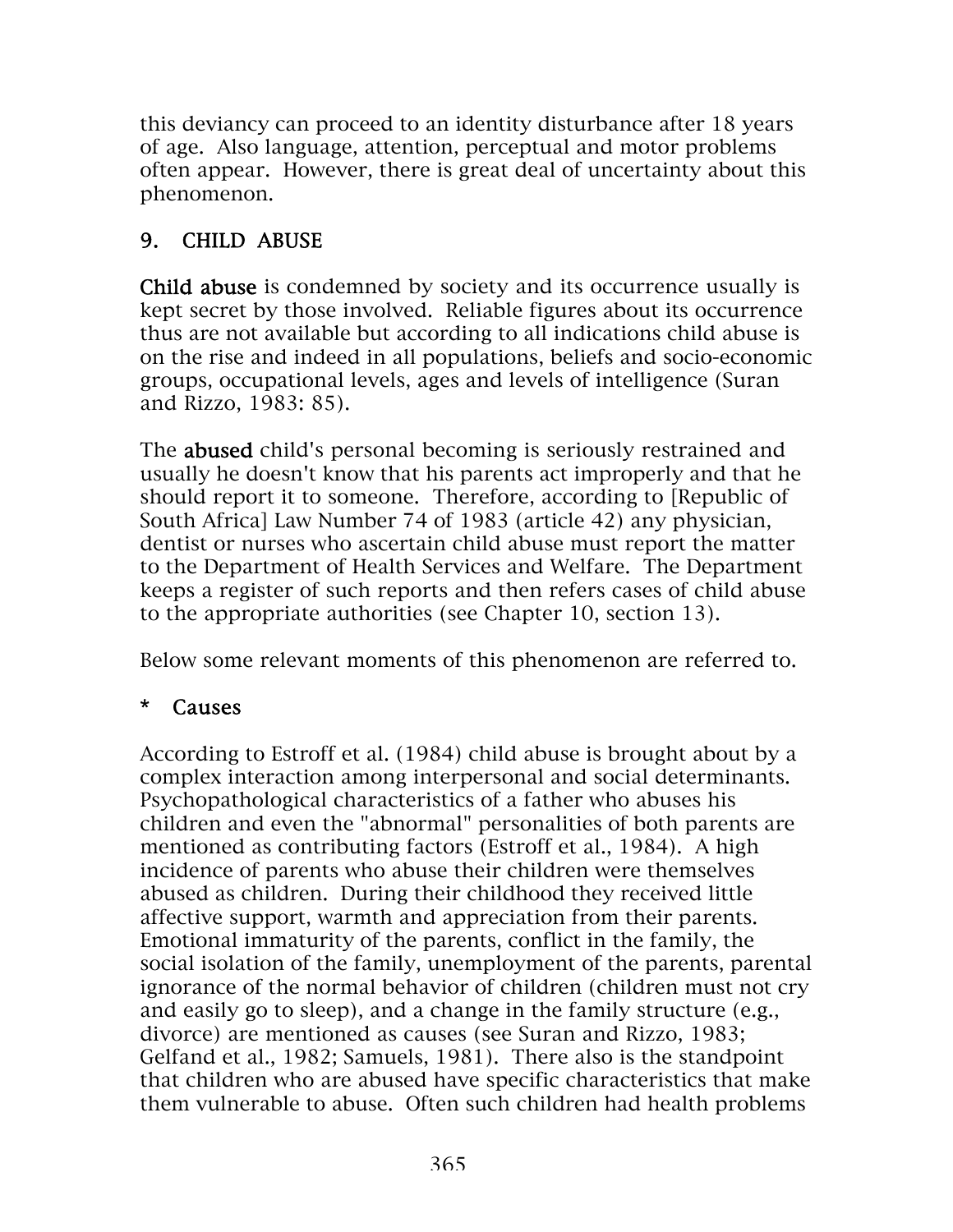this deviancy can proceed to an identity disturbance after 18 years of age. Also language, attention, perceptual and motor problems often appear. However, there is great deal of uncertainty about this phenomenon.

## 9. CHILD ABUSE

**Child abuse** is condemned by society and its occurrence usually is kept secret by those involved. Reliable figures about its occurrence thus are not available but according to all indications child abuse is on the rise and indeed in all populations, beliefs and socio-economic groups, occupational levels, ages and levels of intelligence (Suran and Rizzo, 1983: 85).

The **abused** child's personal becoming is seriously restrained and usually he doesn't know that his parents act improperly and that he should report it to someone. Therefore, according to [Republic of South Africa] Law Number 74 of 1983 (article 42) any physician, dentist or nurses who ascertain child abuse must report the matter to the Department of Health Services and Welfare. The Department keeps a register of such reports and then refers cases of child abuse to the appropriate authorities (see Chapter 10, section 13).

Below some relevant moments of this phenomenon are referred to.

### * Causes

According to Estroff et al. (1984) child abuse is brought about by a complex interaction among interpersonal and social determinants. Psychopathological characteristics of a father who abuses his children and even the "abnormal" personalities of both parents are mentioned as contributing factors (Estroff et al., 1984). A high incidence of parents who abuse their children were themselves abused as children. During their childhood they received little affective support, warmth and appreciation from their parents. Emotional immaturity of the parents, conflict in the family, the social isolation of the family, unemployment of the parents, parental ignorance of the normal behavior of children (children must not cry and easily go to sleep), and a change in the family structure (e.g., divorce) are mentioned as causes (see Suran and Rizzo, 1983; Gelfand et al., 1982; Samuels, 1981). There also is the standpoint that children who are abused have specific characteristics that make them vulnerable to abuse. Often such children had health problems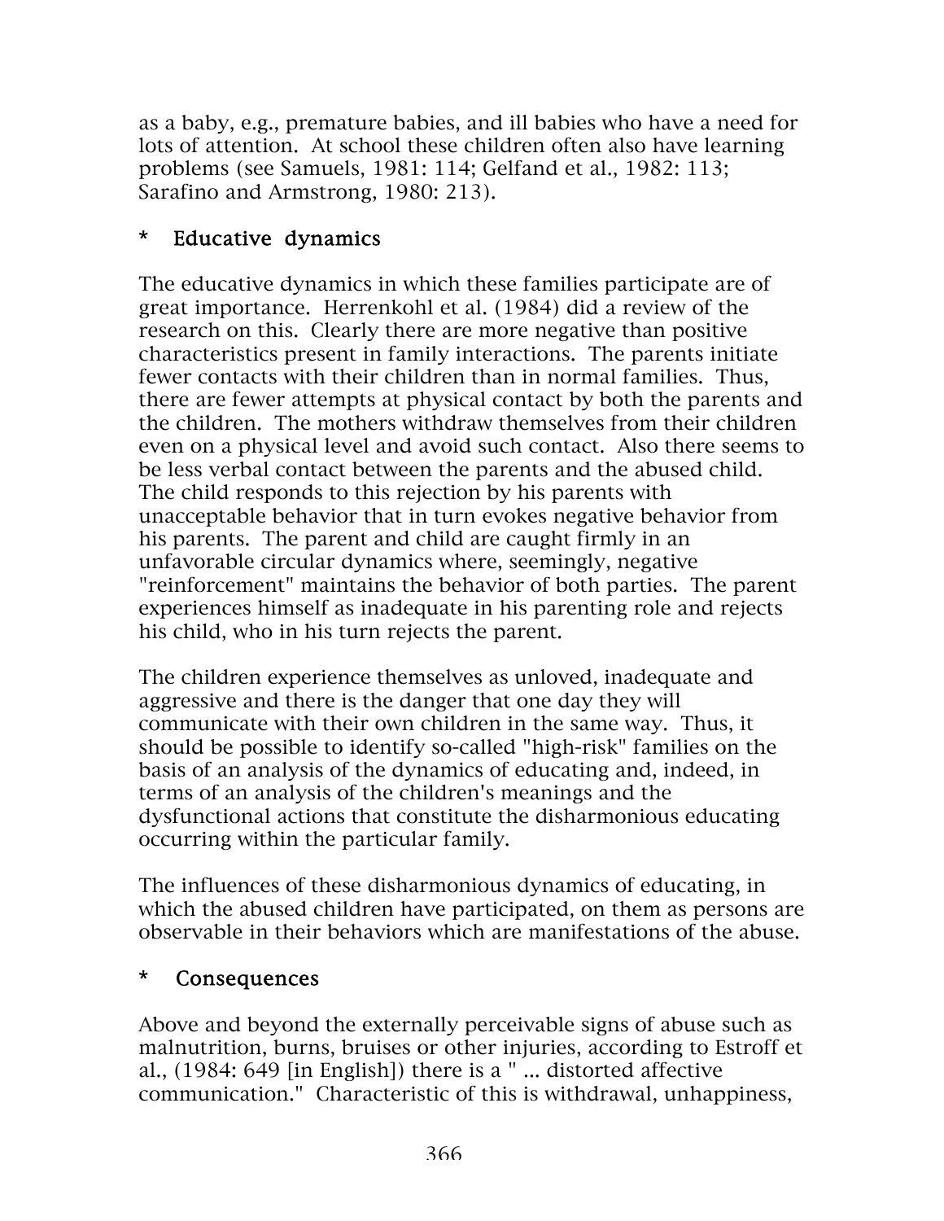as a baby, e.g., premature babies, and ill babies who have a need for lots of attention. At school these children often also have learning problems (see Samuels, 1981: 114; Gelfand et al., 1982: 113; Sarafino and Armstrong, 1980: 213).

### * Educative dynamics

The educative dynamics in which these families participate are of great importance. Herrenkohl et al. (1984) did a review of the research on this. Clearly there are more negative than positive characteristics present in family interactions. The parents initiate fewer contacts with their children than in normal families. Thus, there are fewer attempts at physical contact by both the parents and the children. The mothers withdraw themselves from their children even on a physical level and avoid such contact. Also there seems to be less verbal contact between the parents and the abused child. The child responds to this rejection by his parents with unacceptable behavior that in turn evokes negative behavior from his parents. The parent and child are caught firmly in an unfavorable circular dynamics where, seemingly, negative "reinforcement" maintains the behavior of both parties. The parent experiences himself as inadequate in his parenting role and rejects his child, who in his turn rejects the parent.

The children experience themselves as unloved, inadequate and aggressive and there is the danger that one day they will communicate with their own children in the same way. Thus, it should be possible to identify so-called "high-risk" families on the basis of an analysis of the dynamics of educating and, indeed, in terms of an analysis of the children's meanings and the dysfunctional actions that constitute the disharmonious educating occurring within the particular family.

The influences of these disharmonious dynamics of educating, in which the abused children have participated, on them as persons are observable in their behaviors which are manifestations of the abuse.

### * Consequences

Above and beyond the externally perceivable signs of abuse such as malnutrition, burns, bruises or other injuries, according to Estroff et al., (1984: 649 [in English]) there is a " ... distorted affective communication." Characteristic of this is withdrawal, unhappiness,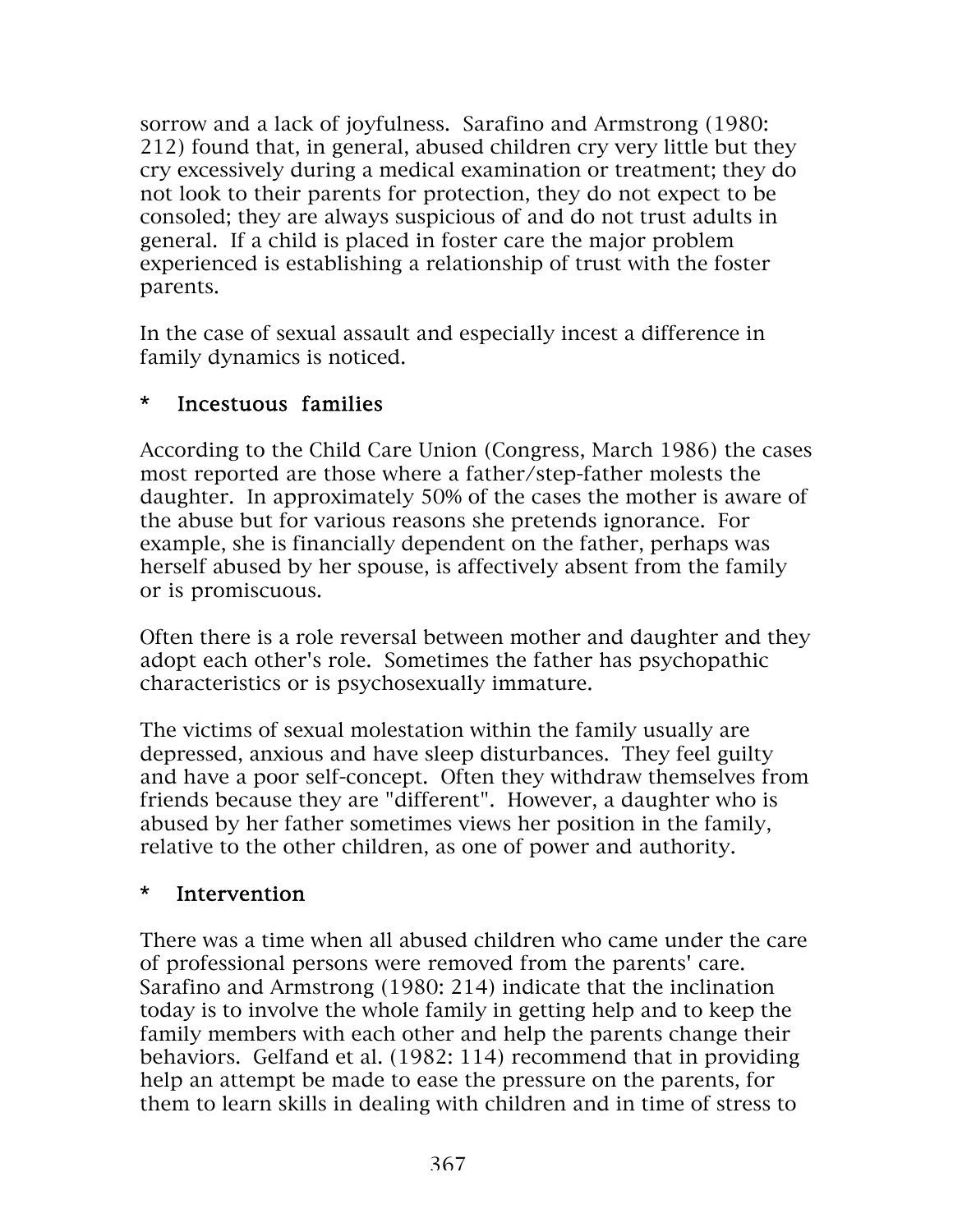sorrow and a lack of joyfulness. Sarafino and Armstrong (1980: 212) found that, in general, abused children cry very little but they cry excessively during a medical examination or treatment; they do not look to their parents for protection, they do not expect to be consoled; they are always suspicious of and do not trust adults in general. If a child is placed in foster care the major problem experienced is establishing a relationship of trust with the foster parents.

In the case of sexual assault and especially incest a difference in family dynamics is noticed.

### * Incestuous families

According to the Child Care Union (Congress, March 1986) the cases most reported are those where a father/step-father molests the daughter. In approximately 50% of the cases the mother is aware of the abuse but for various reasons she pretends ignorance. For example, she is financially dependent on the father, perhaps was herself abused by her spouse, is affectively absent from the family or is promiscuous.

Often there is a role reversal between mother and daughter and they adopt each other's role. Sometimes the father has psychopathic characteristics or is psychosexually immature.

The victims of sexual molestation within the family usually are depressed, anxious and have sleep disturbances. They feel guilty and have a poor self-concept. Often they withdraw themselves from friends because they are "different". However, a daughter who is abused by her father sometimes views her position in the family, relative to the other children, as one of power and authority.

### * Intervention

There was a time when all abused children who came under the care of professional persons were removed from the parents' care. Sarafino and Armstrong (1980: 214) indicate that the inclination today is to involve the whole family in getting help and to keep the family members with each other and help the parents change their behaviors. Gelfand et al. (1982: 114) recommend that in providing help an attempt be made to ease the pressure on the parents, for them to learn skills in dealing with children and in time of stress to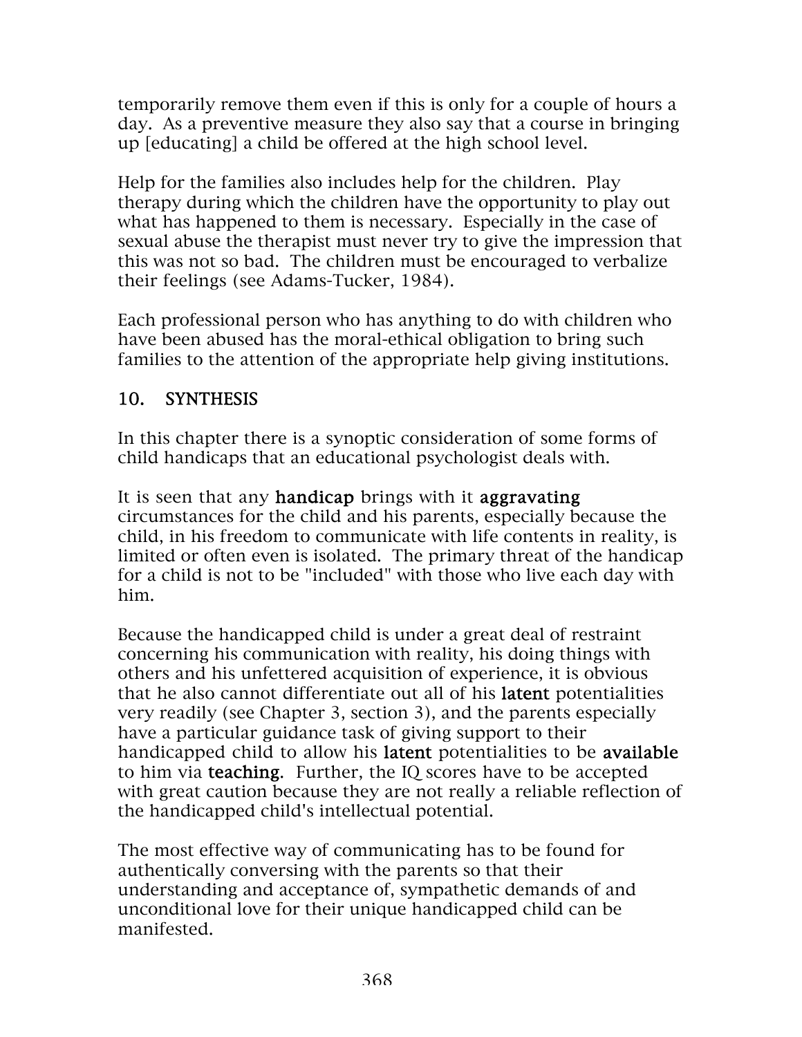temporarily remove them even if this is only for a couple of hours a day. As a preventive measure they also say that a course in bringing up [educating] a child be offered at the high school level.

Help for the families also includes help for the children. Play therapy during which the children have the opportunity to play out what has happened to them is necessary. Especially in the case of sexual abuse the therapist must never try to give the impression that this was not so bad. The children must be encouraged to verbalize their feelings (see Adams-Tucker, 1984).

Each professional person who has anything to do with children who have been abused has the moral-ethical obligation to bring such families to the attention of the appropriate help giving institutions.

## 10. SYNTHESIS

In this chapter there is a synoptic consideration of some forms of child handicaps that an educational psychologist deals with.

It is seen that any **handicap** brings with it **aggravating** circumstances for the child and his parents, especially because the child, in his freedom to communicate with life contents in reality, is limited or often even is isolated. The primary threat of the handicap for a child is not to be "included" with those who live each day with him.

Because the handicapped child is under a great deal of restraint concerning his communication with reality, his doing things with others and his unfettered acquisition of experience, it is obvious that he also cannot differentiate out all of his **latent** potentialities very readily (see Chapter 3, section 3), and the parents especially have a particular guidance task of giving support to their handicapped child to allow his **latent** potentialities to be **available** to him via **teaching**. Further, the IQ scores have to be accepted with great caution because they are not really a reliable reflection of the handicapped child's intellectual potential.

The most effective way of communicating has to be found for authentically conversing with the parents so that their understanding and acceptance of, sympathetic demands of and unconditional love for their unique handicapped child can be manifested.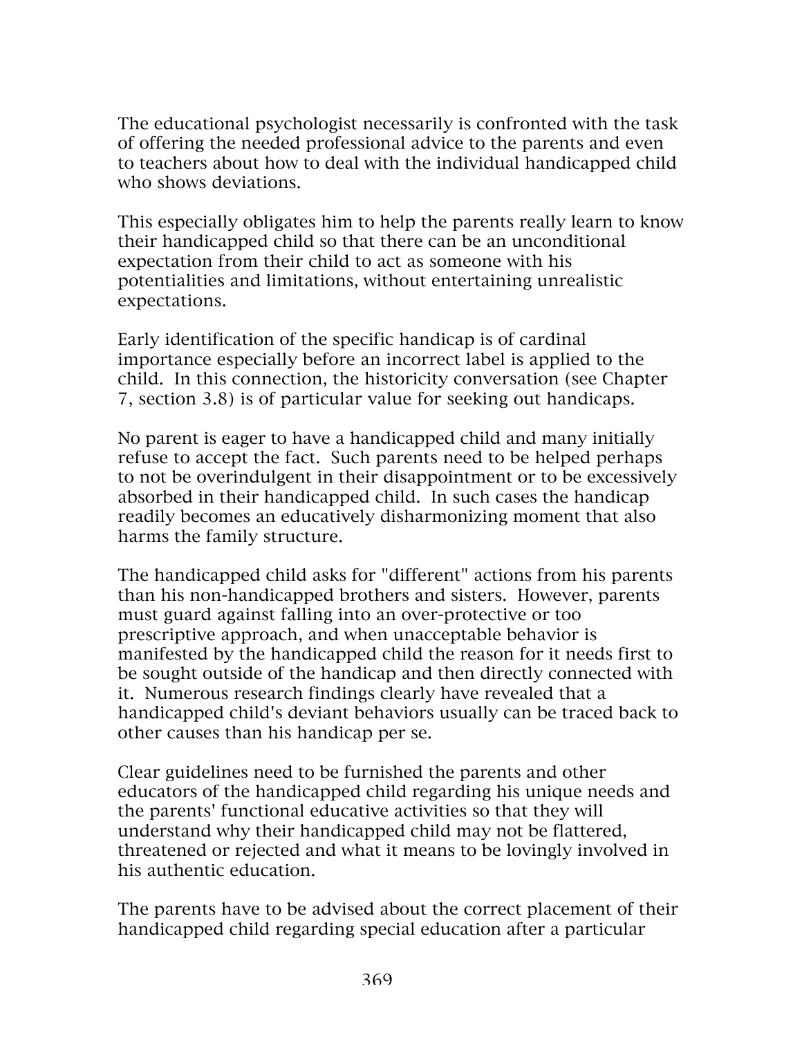The educational psychologist necessarily is confronted with the task of offering the needed professional advice to the parents and even to teachers about how to deal with the individual handicapped child who shows deviations.

This especially obligates him to help the parents really learn to know their handicapped child so that there can be an unconditional expectation from their child to act as someone with his potentialities and limitations, without entertaining unrealistic expectations.

Early identification of the specific handicap is of cardinal importance especially before an incorrect label is applied to the child. In this connection, the historicity conversation (see Chapter 7, section 3.8) is of particular value for seeking out handicaps.

No parent is eager to have a handicapped child and many initially refuse to accept the fact. Such parents need to be helped perhaps to not be overindulgent in their disappointment or to be excessively absorbed in their handicapped child. In such cases the handicap readily becomes an educatively disharmonizing moment that also harms the family structure.

The handicapped child asks for "different" actions from his parents than his non-handicapped brothers and sisters. However, parents must guard against falling into an over-protective or too prescriptive approach, and when unacceptable behavior is manifested by the handicapped child the reason for it needs first to be sought outside of the handicap and then directly connected with it. Numerous research findings clearly have revealed that a handicapped child's deviant behaviors usually can be traced back to other causes than his handicap per se.

Clear guidelines need to be furnished the parents and other educators of the handicapped child regarding his unique needs and the parents' functional educative activities so that they will understand why their handicapped child may not be flattered, threatened or rejected and what it means to be lovingly involved in his authentic education.

The parents have to be advised about the correct placement of their handicapped child regarding special education after a particular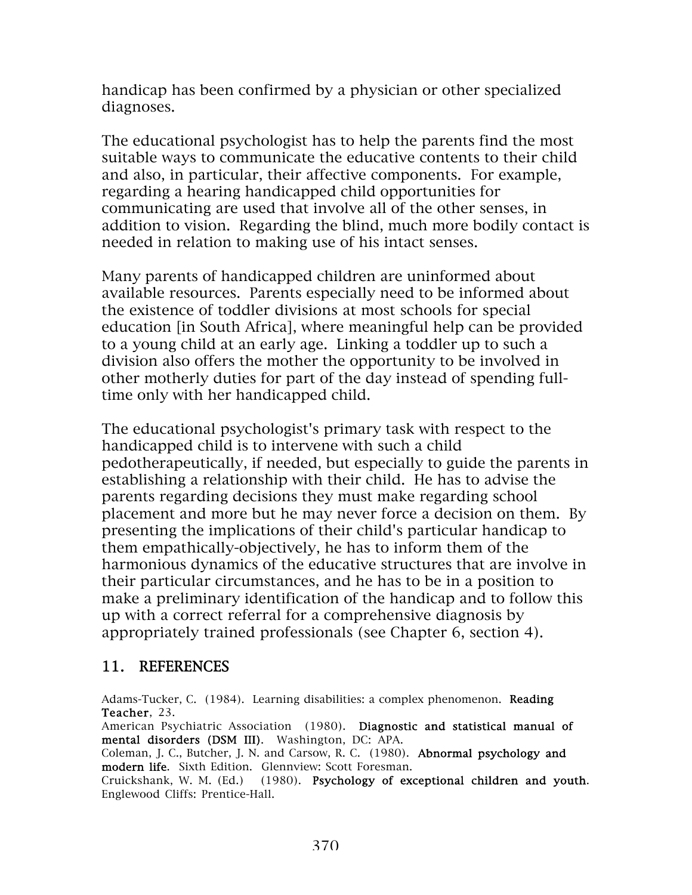handicap has been confirmed by a physician or other specialized diagnoses.

The educational psychologist has to help the parents find the most suitable ways to communicate the educative contents to their child and also, in particular, their affective components. For example, regarding a hearing handicapped child opportunities for communicating are used that involve all of the other senses, in addition to vision. Regarding the blind, much more bodily contact is needed in relation to making use of his intact senses.

Many parents of handicapped children are uninformed about available resources. Parents especially need to be informed about the existence of toddler divisions at most schools for special education [in South Africa], where meaningful help can be provided to a young child at an early age. Linking a toddler up to such a division also offers the mother the opportunity to be involved in other motherly duties for part of the day instead of spending full-time only with her handicapped child.

The educational psychologist's primary task with respect to the handicapped child is to intervene with such a child pedotherapeutically, if needed, but especially to guide the parents in establishing a relationship with their child. He has to advise the parents regarding decisions they must make regarding school placement and more but he may never force a decision on them. By presenting the implications of their child's particular handicap to them empathically-objectively, he has to inform them of the harmonious dynamics of the educative structures that are involve in their particular circumstances, and he has to be in a position to make a preliminary identification of the handicap and to follow this up with a correct referral for a comprehensive diagnosis by appropriately trained professionals (see Chapter 6, section 4).

## 11. REFERENCES

Adams-Tucker, C. (1984). Learning disabilities: a complex phenomenon. **Reading Teacher**, 23.
American Psychiatric Association (1980). **Diagnostic and statistical manual of mental disorders (DSM III)**. Washington, DC: APA.
Coleman, J. C., Butcher, J. N. and Carsow, R. C. (1980). **Abnormal psychology and modern life**. Sixth Edition. Glennview: Scott Foresman.
Cruickshank, W. M. (Ed.) (1980). **Psychology of exceptional children and youth**. Englewood Cliffs: Prentice-Hall.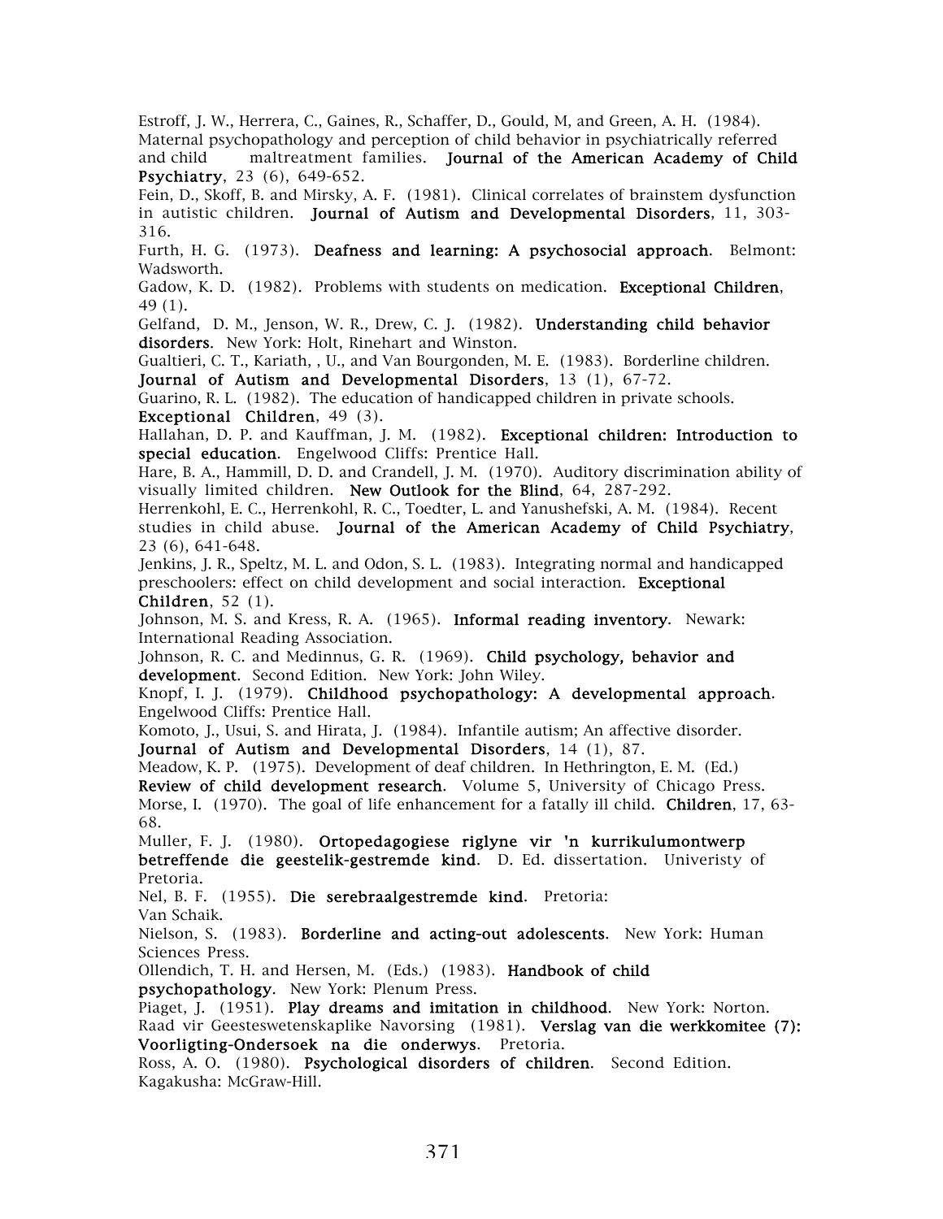Estroff, J. W., Herrera, C., Gaines, R., Schaffer, D., Gould, M, and Green, A. H. (1984). Maternal psychopathology and perception of child behavior in psychiatrically referred and child maltreatment families. **Journal of the American Academy of Child Psychiatry**, 23 (6), 649-652.

Fein, D., Skoff, B. and Mirsky, A. F. (1981). Clinical correlates of brainstem dysfunction in autistic children. **Journal of Autism and Developmental Disorders**, 11, 303-316.

Furth, H. G. (1973). **Deafness and learning: A psychosocial approach**. Belmont: Wadsworth.

Gadow, K. D. (1982). Problems with students on medication. **Exceptional Children**, 49 (1).

Gelfand, D. M., Jenson, W. R., Drew, C. J. (1982). **Understanding child behavior disorders**. New York: Holt, Rinehart and Winston.

Gualtieri, C. T., Kariath, , U., and Van Bourgonden, M. E. (1983). Borderline children. **Journal of Autism and Developmental Disorders**, 13 (1), 67-72.

Guarino, R. L. (1982). The education of handicapped children in private schools. **Exceptional Children**, 49 (3).

Hallahan, D. P. and Kauffman, J. M. (1982). **Exceptional children: Introduction to special education**. Engelwood Cliffs: Prentice Hall.

Hare, B. A., Hammill, D. D. and Crandell, J. M. (1970). Auditory discrimination ability of visually limited children. **New Outlook for the Blind**, 64, 287-292.

Herrenkohl, E. C., Herrenkohl, R. C., Toedter, L. and Yanushefski, A. M. (1984). Recent studies in child abuse. **Journal of the American Academy of Child Psychiatry**, 23 (6), 641-648.

Jenkins, J. R., Speltz, M. L. and Odon, S. L. (1983). Integrating normal and handicapped preschoolers: effect on child development and social interaction. **Exceptional Children**, 52 (1).

Johnson, M. S. and Kress, R. A. (1965). **Informal reading inventory**. Newark: International Reading Association.

Johnson, R. C. and Medinnus, G. R. (1969). **Child psychology, behavior and development**. Second Edition. New York: John Wiley.

Knopf, I. J. (1979). **Childhood psychopathology: A developmental approach**. Engelwood Cliffs: Prentice Hall.

Komoto, J., Usui, S. and Hirata, J. (1984). Infantile autism; An affective disorder. **Journal of Autism and Developmental Disorders**, 14 (1), 87.

Meadow, K. P. (1975). Development of deaf children. In Hethrington, E. M. (Ed.) **Review of child development research**. Volume 5, University of Chicago Press.

Morse, I. (1970). The goal of life enhancement for a fatally ill child. **Children**, 17, 63-68.

Muller, F. J. (1980). **Ortopedagogiese riglyne vir 'n kurrikulumontwerp betreffende die geestelik-gestremde kind**. D. Ed. dissertation. Univeristy of Pretoria.

Nel, B. F. (1955). **Die serebraalgestremde kind**. Pretoria: Van Schaik.

Nielson, S. (1983). **Borderline and acting-out adolescents**. New York: Human Sciences Press.

Ollendich, T. H. and Hersen, M. (Eds.) (1983). **Handbook of child psychopathology**. New York: Plenum Press.

Piaget, J. (1951). **Play dreams and imitation in childhood**. New York: Norton.

Raad vir Geesteswetenskaplike Navorsing (1981). **Verslag van die werkkomitee (7): Voorligting-Ondersoek na die onderwys**. Pretoria.

Ross, A. O. (1980). **Psychological disorders of children**. Second Edition. Kagakusha: McGraw-Hill.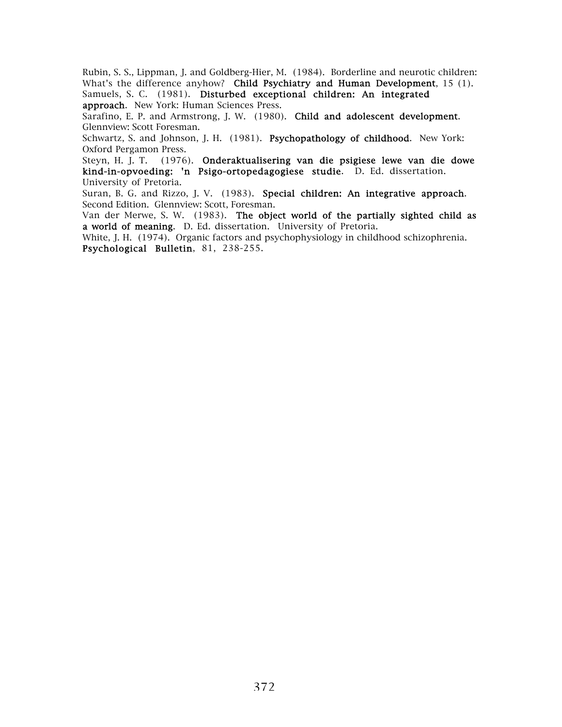Rubin, S. S., Lippman, J. and Goldberg-Hier, M. (1984). Borderline and neurotic children: What's the difference anyhow? **Child Psychiatry and Human Development**, 15 (1).

Samuels, S. C. (1981). **Disturbed exceptional children: An integrated approach**. New York: Human Sciences Press.

Sarafino, E. P. and Armstrong, J. W. (1980). **Child and adolescent development**. Glennview: Scott Foresman.

Schwartz, S. and Johnson, J. H. (1981). **Psychopathology of childhood**. New York: Oxford Pergamon Press.

Steyn, H. J. T. (1976). **Onderaktualisering van die psigiese lewe van die dowe kind-in-opvoeding: 'n Psigo-ortopedagogiese studie**. D. Ed. dissertation. University of Pretoria.

Suran, B. G. and Rizzo, J. V. (1983). **Special children: An integrative approach**. Second Edition. Glennview: Scott, Foresman.

Van der Merwe, S. W. (1983). **The object world of the partially sighted child as a world of meaning**. D. Ed. dissertation. University of Pretoria.

White, J. H. (1974). Organic factors and psychophysiology in childhood schizophrenia. **Psychological Bulletin**, 81, 238-255.